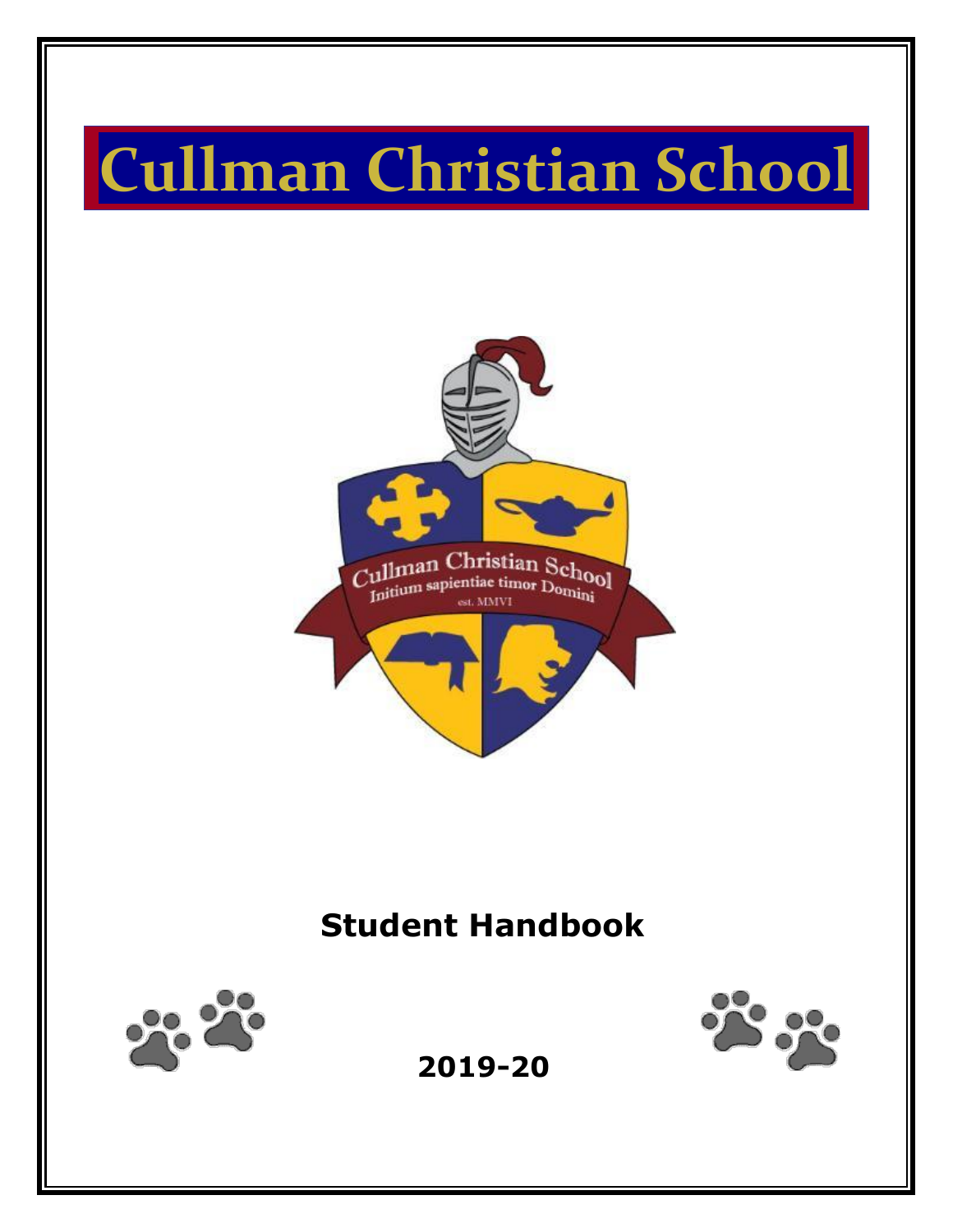# Cullman Christian School

Cullman Christian School
Initium sapientiae timor Domini
est. MMVI

## Student Handbook

**2019-20**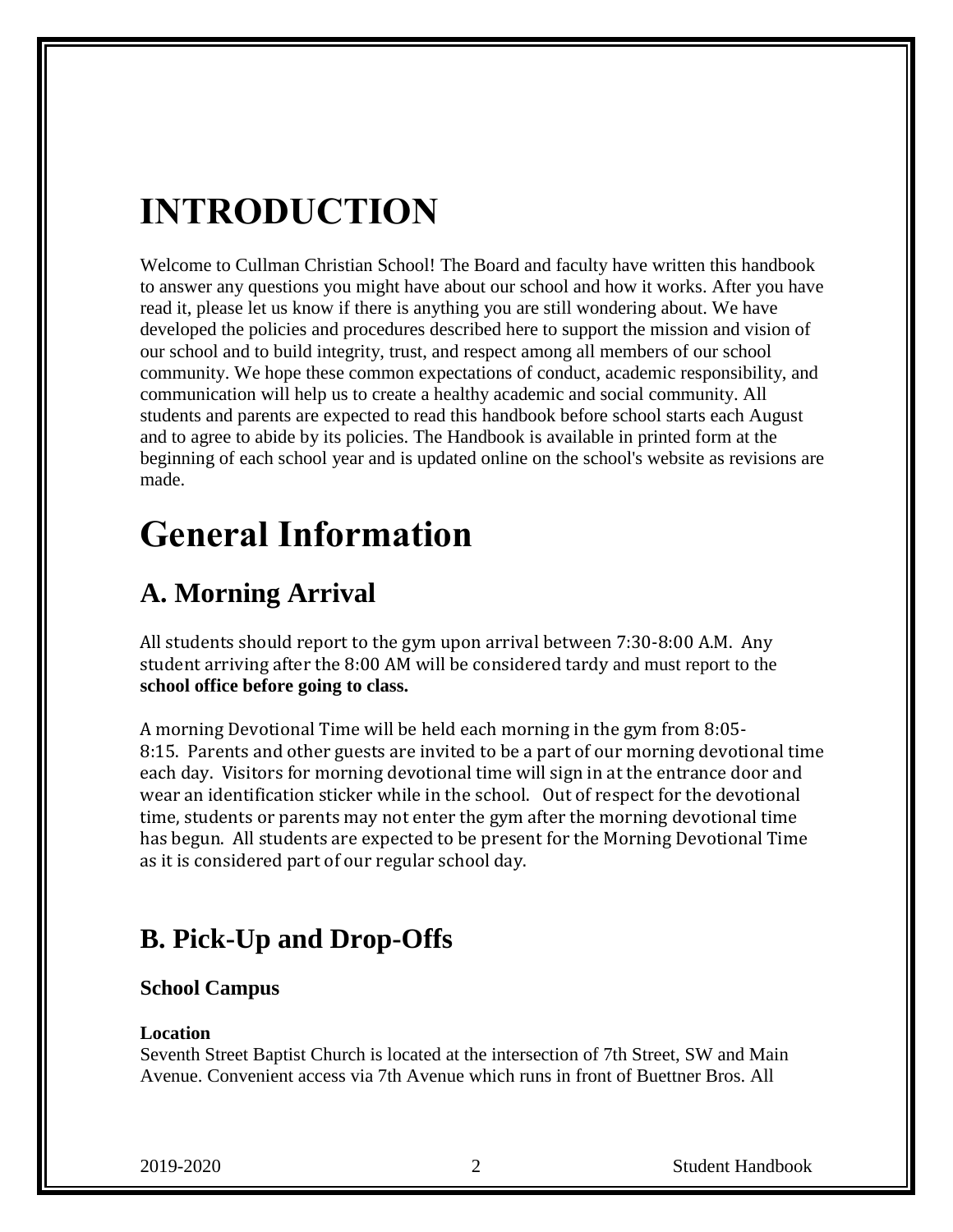# INTRODUCTION

Welcome to Cullman Christian School! The Board and faculty have written this handbook to answer any questions you might have about our school and how it works. After you have read it, please let us know if there is anything you are still wondering about. We have developed the policies and procedures described here to support the mission and vision of our school and to build integrity, trust, and respect among all members of our school community. We hope these common expectations of conduct, academic responsibility, and communication will help us to create a healthy academic and social community. All students and parents are expected to read this handbook before school starts each August and to agree to abide by its policies. The Handbook is available in printed form at the beginning of each school year and is updated online on the school's website as revisions are made.

# General Information

## A. Morning Arrival

All students should report to the gym upon arrival between 7:30-8:00 A.M. Any student arriving after the 8:00 AM will be considered tardy and must report to the **school office before going to class.**

A morning Devotional Time will be held each morning in the gym from 8:05-8:15. Parents and other guests are invited to be a part of our morning devotional time each day. Visitors for morning devotional time will sign in at the entrance door and wear an identification sticker while in the school. Out of respect for the devotional time, students or parents may not enter the gym after the morning devotional time has begun. All students are expected to be present for the Morning Devotional Time as it is considered part of our regular school day.

## B. Pick-Up and Drop-Offs

### School Campus

**Location**

Seventh Street Baptist Church is located at the intersection of 7th Street, SW and Main Avenue. Convenient access via 7th Avenue which runs in front of Buettner Bros. All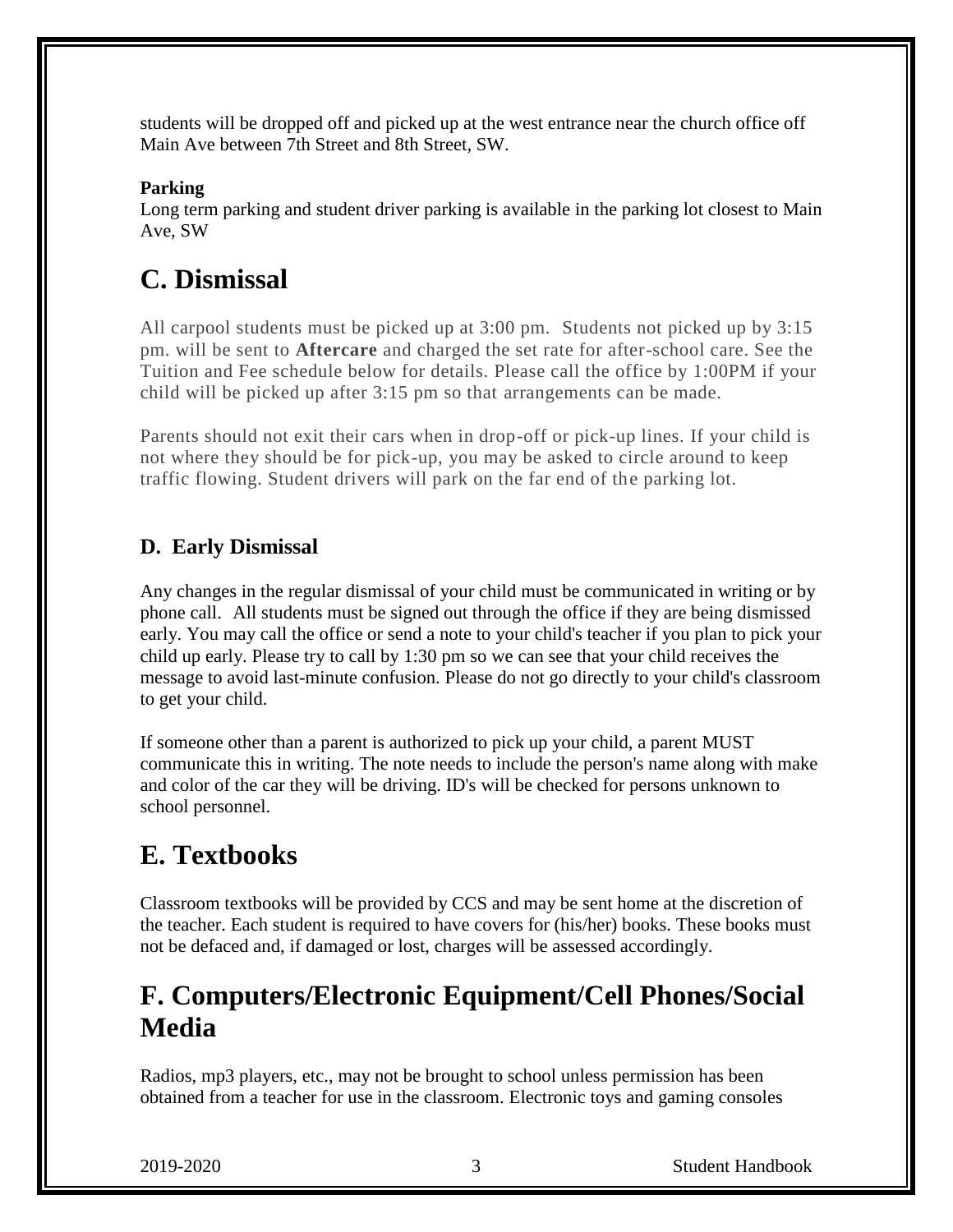students will be dropped off and picked up at the west entrance near the church office off Main Ave between 7th Street and 8th Street, SW.

**Parking**

Long term parking and student driver parking is available in the parking lot closest to Main Ave, SW

# C. Dismissal

All carpool students must be picked up at 3:00 pm. Students not picked up by 3:15 pm. will be sent to **Aftercare** and charged the set rate for after-school care. See the Tuition and Fee schedule below for details. Please call the office by 1:00PM if your child will be picked up after 3:15 pm so that arrangements can be made.

Parents should not exit their cars when in drop-off or pick-up lines. If your child is not where they should be for pick-up, you may be asked to circle around to keep traffic flowing. Student drivers will park on the far end of the parking lot.

## D. Early Dismissal

Any changes in the regular dismissal of your child must be communicated in writing or by phone call. All students must be signed out through the office if they are being dismissed early. You may call the office or send a note to your child's teacher if you plan to pick your child up early. Please try to call by 1:30 pm so we can see that your child receives the message to avoid last-minute confusion. Please do not go directly to your child's classroom to get your child.

If someone other than a parent is authorized to pick up your child, a parent MUST communicate this in writing. The note needs to include the person's name along with make and color of the car they will be driving. ID's will be checked for persons unknown to school personnel.

# E. Textbooks

Classroom textbooks will be provided by CCS and may be sent home at the discretion of the teacher. Each student is required to have covers for (his/her) books. These books must not be defaced and, if damaged or lost, charges will be assessed accordingly.

# F. Computers/Electronic Equipment/Cell Phones/Social Media

Radios, mp3 players, etc., may not be brought to school unless permission has been obtained from a teacher for use in the classroom. Electronic toys and gaming consoles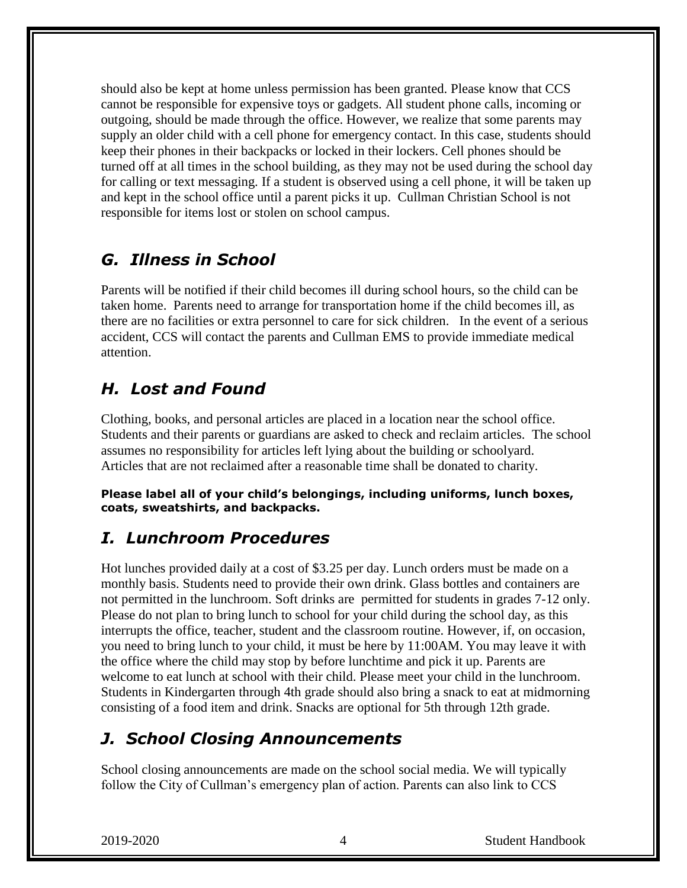should also be kept at home unless permission has been granted. Please know that CCS cannot be responsible for expensive toys or gadgets. All student phone calls, incoming or outgoing, should be made through the office. However, we realize that some parents may supply an older child with a cell phone for emergency contact. In this case, students should keep their phones in their backpacks or locked in their lockers. Cell phones should be turned off at all times in the school building, as they may not be used during the school day for calling or text messaging. If a student is observed using a cell phone, it will be taken up and kept in the school office until a parent picks it up. Cullman Christian School is not responsible for items lost or stolen on school campus.

## *G. Illness in School*

Parents will be notified if their child becomes ill during school hours, so the child can be taken home. Parents need to arrange for transportation home if the child becomes ill, as there are no facilities or extra personnel to care for sick children. In the event of a serious accident, CCS will contact the parents and Cullman EMS to provide immediate medical attention.

## *H. Lost and Found*

Clothing, books, and personal articles are placed in a location near the school office. Students and their parents or guardians are asked to check and reclaim articles. The school assumes no responsibility for articles left lying about the building or schoolyard. Articles that are not reclaimed after a reasonable time shall be donated to charity.

**Please label all of your child's belongings, including uniforms, lunch boxes, coats, sweatshirts, and backpacks.**

## *I. Lunchroom Procedures*

Hot lunches provided daily at a cost of $3.25 per day. Lunch orders must be made on a monthly basis. Students need to provide their own drink. Glass bottles and containers are not permitted in the lunchroom. Soft drinks are permitted for students in grades 7-12 only. Please do not plan to bring lunch to school for your child during the school day, as this interrupts the office, teacher, student and the classroom routine. However, if, on occasion, you need to bring lunch to your child, it must be here by 11:00AM. You may leave it with the office where the child may stop by before lunchtime and pick it up. Parents are welcome to eat lunch at school with their child. Please meet your child in the lunchroom. Students in Kindergarten through 4th grade should also bring a snack to eat at midmorning consisting of a food item and drink. Snacks are optional for 5th through 12th grade.

## *J. School Closing Announcements*

School closing announcements are made on the school social media. We will typically follow the City of Cullman's emergency plan of action. Parents can also link to CCS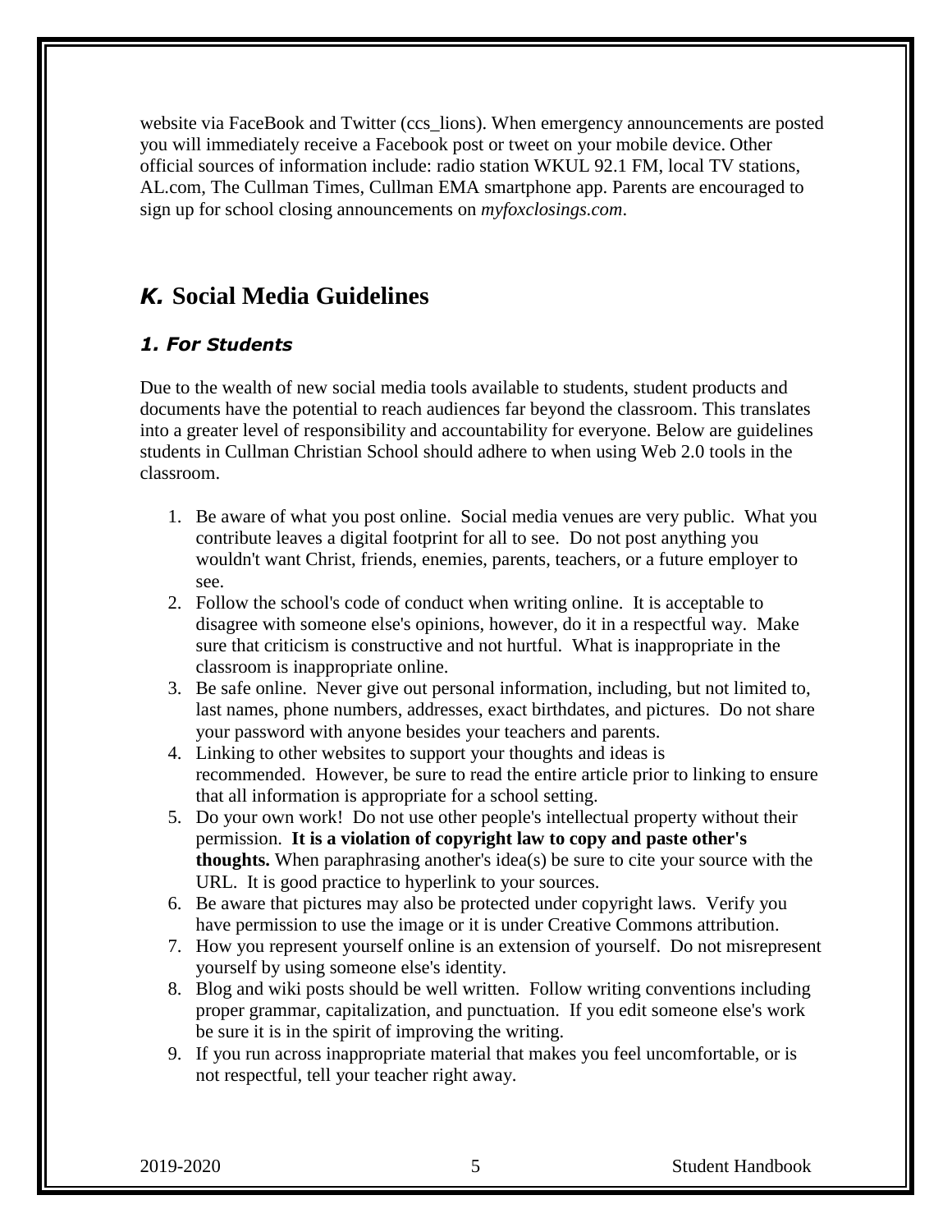website via FaceBook and Twitter (ccs_lions). When emergency announcements are posted you will immediately receive a Facebook post or tweet on your mobile device. Other official sources of information include: radio station WKUL 92.1 FM, local TV stations, AL.com, The Cullman Times, Cullman EMA smartphone app. Parents are encouraged to sign up for school closing announcements on *myfoxclosings.com*.

## *K.* Social Media Guidelines

### *1. For Students*

Due to the wealth of new social media tools available to students, student products and documents have the potential to reach audiences far beyond the classroom. This translates into a greater level of responsibility and accountability for everyone. Below are guidelines students in Cullman Christian School should adhere to when using Web 2.0 tools in the classroom.

1. Be aware of what you post online. Social media venues are very public. What you contribute leaves a digital footprint for all to see. Do not post anything you wouldn't want Christ, friends, enemies, parents, teachers, or a future employer to see.
2. Follow the school's code of conduct when writing online. It is acceptable to disagree with someone else's opinions, however, do it in a respectful way. Make sure that criticism is constructive and not hurtful. What is inappropriate in the classroom is inappropriate online.
3. Be safe online. Never give out personal information, including, but not limited to, last names, phone numbers, addresses, exact birthdates, and pictures. Do not share your password with anyone besides your teachers and parents.
4. Linking to other websites to support your thoughts and ideas is recommended. However, be sure to read the entire article prior to linking to ensure that all information is appropriate for a school setting.
5. Do your own work! Do not use other people's intellectual property without their permission. **It is a violation of copyright law to copy and paste other's thoughts.** When paraphrasing another's idea(s) be sure to cite your source with the URL. It is good practice to hyperlink to your sources.
6. Be aware that pictures may also be protected under copyright laws. Verify you have permission to use the image or it is under Creative Commons attribution.
7. How you represent yourself online is an extension of yourself. Do not misrepresent yourself by using someone else's identity.
8. Blog and wiki posts should be well written. Follow writing conventions including proper grammar, capitalization, and punctuation. If you edit someone else's work be sure it is in the spirit of improving the writing.
9. If you run across inappropriate material that makes you feel uncomfortable, or is not respectful, tell your teacher right away.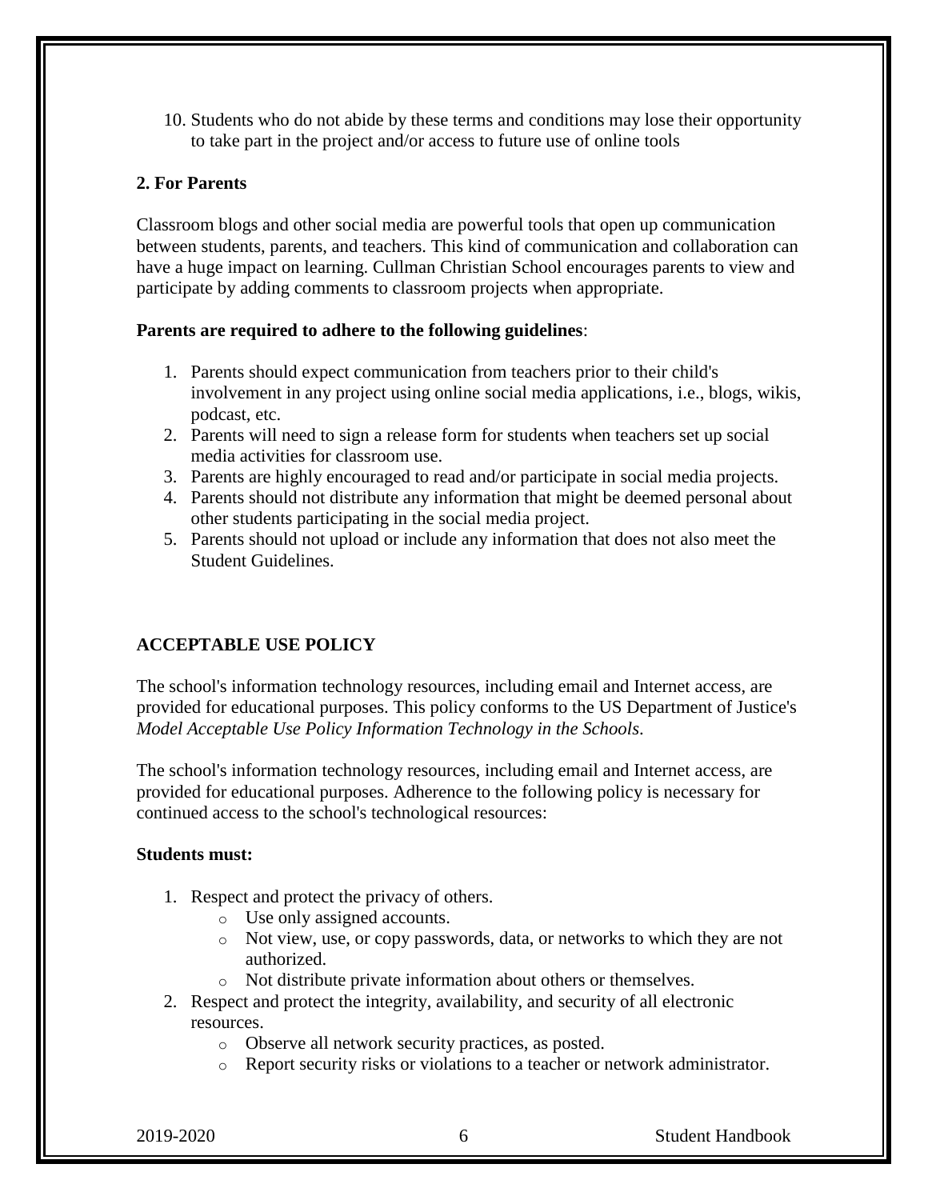10. Students who do not abide by these terms and conditions may lose their opportunity to take part in the project and/or access to future use of online tools

**2. For Parents**

Classroom blogs and other social media are powerful tools that open up communication between students, parents, and teachers. This kind of communication and collaboration can have a huge impact on learning. Cullman Christian School encourages parents to view and participate by adding comments to classroom projects when appropriate.

**Parents are required to adhere to the following guidelines**:

1. Parents should expect communication from teachers prior to their child's involvement in any project using online social media applications, i.e., blogs, wikis, podcast, etc.
2. Parents will need to sign a release form for students when teachers set up social media activities for classroom use.
3. Parents are highly encouraged to read and/or participate in social media projects.
4. Parents should not distribute any information that might be deemed personal about other students participating in the social media project.
5. Parents should not upload or include any information that does not also meet the Student Guidelines.

## ACCEPTABLE USE POLICY

The school's information technology resources, including email and Internet access, are provided for educational purposes. This policy conforms to the US Department of Justice's *Model Acceptable Use Policy Information Technology in the Schools*.

The school's information technology resources, including email and Internet access, are provided for educational purposes. Adherence to the following policy is necessary for continued access to the school's technological resources:

**Students must:**

1. Respect and protect the privacy of others.
   - Use only assigned accounts.
   - Not view, use, or copy passwords, data, or networks to which they are not authorized.
   - Not distribute private information about others or themselves.
2. Respect and protect the integrity, availability, and security of all electronic resources.
   - Observe all network security practices, as posted.
   - Report security risks or violations to a teacher or network administrator.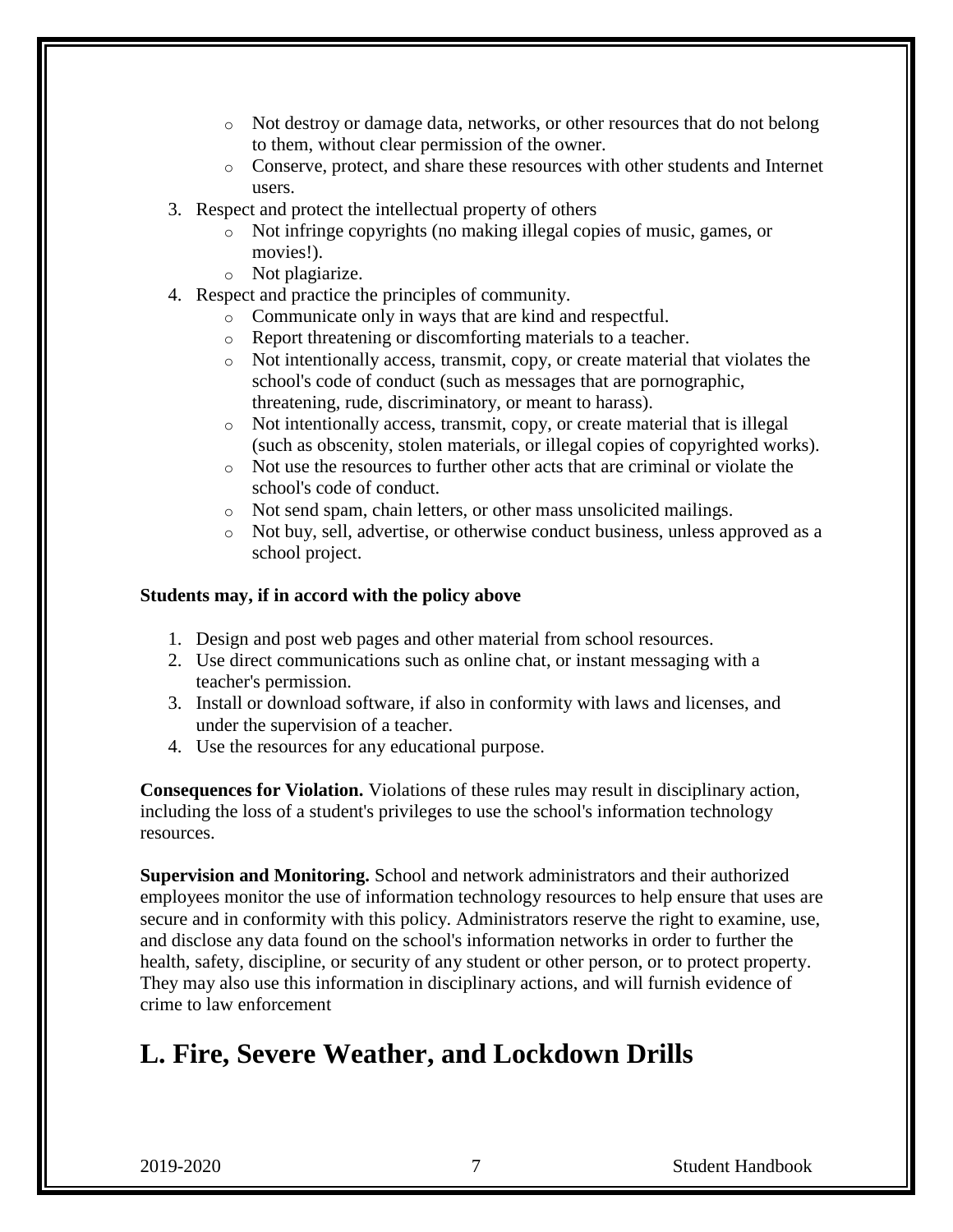- Not destroy or damage data, networks, or other resources that do not belong to them, without clear permission of the owner.
- Conserve, protect, and share these resources with other students and Internet users.

3. Respect and protect the intellectual property of others
   - Not infringe copyrights (no making illegal copies of music, games, or movies!).
   - Not plagiarize.
4. Respect and practice the principles of community.
   - Communicate only in ways that are kind and respectful.
   - Report threatening or discomforting materials to a teacher.
   - Not intentionally access, transmit, copy, or create material that violates the school's code of conduct (such as messages that are pornographic, threatening, rude, discriminatory, or meant to harass).
   - Not intentionally access, transmit, copy, or create material that is illegal (such as obscenity, stolen materials, or illegal copies of copyrighted works).
   - Not use the resources to further other acts that are criminal or violate the school's code of conduct.
   - Not send spam, chain letters, or other mass unsolicited mailings.
   - Not buy, sell, advertise, or otherwise conduct business, unless approved as a school project.

**Students may, if in accord with the policy above**

1. Design and post web pages and other material from school resources.
2. Use direct communications such as online chat, or instant messaging with a teacher's permission.
3. Install or download software, if also in conformity with laws and licenses, and under the supervision of a teacher.
4. Use the resources for any educational purpose.

**Consequences for Violation.** Violations of these rules may result in disciplinary action, including the loss of a student's privileges to use the school's information technology resources.

**Supervision and Monitoring.** School and network administrators and their authorized employees monitor the use of information technology resources to help ensure that uses are secure and in conformity with this policy. Administrators reserve the right to examine, use, and disclose any data found on the school's information networks in order to further the health, safety, discipline, or security of any student or other person, or to protect property. They may also use this information in disciplinary actions, and will furnish evidence of crime to law enforcement

# L. Fire, Severe Weather, and Lockdown Drills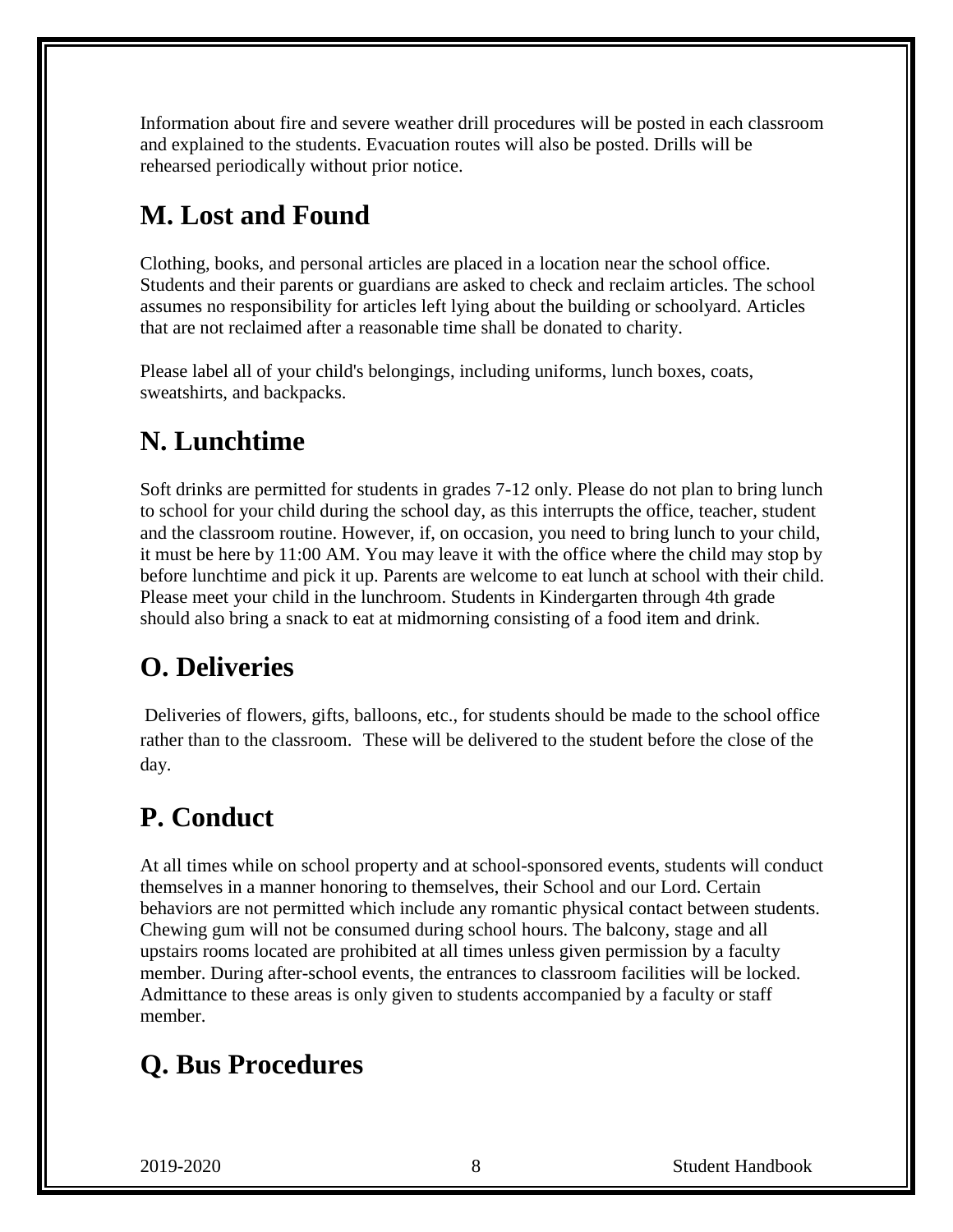Information about fire and severe weather drill procedures will be posted in each classroom and explained to the students. Evacuation routes will also be posted. Drills will be rehearsed periodically without prior notice.

## M. Lost and Found

Clothing, books, and personal articles are placed in a location near the school office. Students and their parents or guardians are asked to check and reclaim articles. The school assumes no responsibility for articles left lying about the building or schoolyard. Articles that are not reclaimed after a reasonable time shall be donated to charity.

Please label all of your child's belongings, including uniforms, lunch boxes, coats, sweatshirts, and backpacks.

## N. Lunchtime

Soft drinks are permitted for students in grades 7-12 only. Please do not plan to bring lunch to school for your child during the school day, as this interrupts the office, teacher, student and the classroom routine. However, if, on occasion, you need to bring lunch to your child, it must be here by 11:00 AM. You may leave it with the office where the child may stop by before lunchtime and pick it up. Parents are welcome to eat lunch at school with their child. Please meet your child in the lunchroom. Students in Kindergarten through 4th grade should also bring a snack to eat at midmorning consisting of a food item and drink.

## O. Deliveries

Deliveries of flowers, gifts, balloons, etc., for students should be made to the school office rather than to the classroom. These will be delivered to the student before the close of the day.

## P. Conduct

At all times while on school property and at school-sponsored events, students will conduct themselves in a manner honoring to themselves, their School and our Lord. Certain behaviors are not permitted which include any romantic physical contact between students. Chewing gum will not be consumed during school hours. The balcony, stage and all upstairs rooms located are prohibited at all times unless given permission by a faculty member. During after-school events, the entrances to classroom facilities will be locked. Admittance to these areas is only given to students accompanied by a faculty or staff member.

## Q. Bus Procedures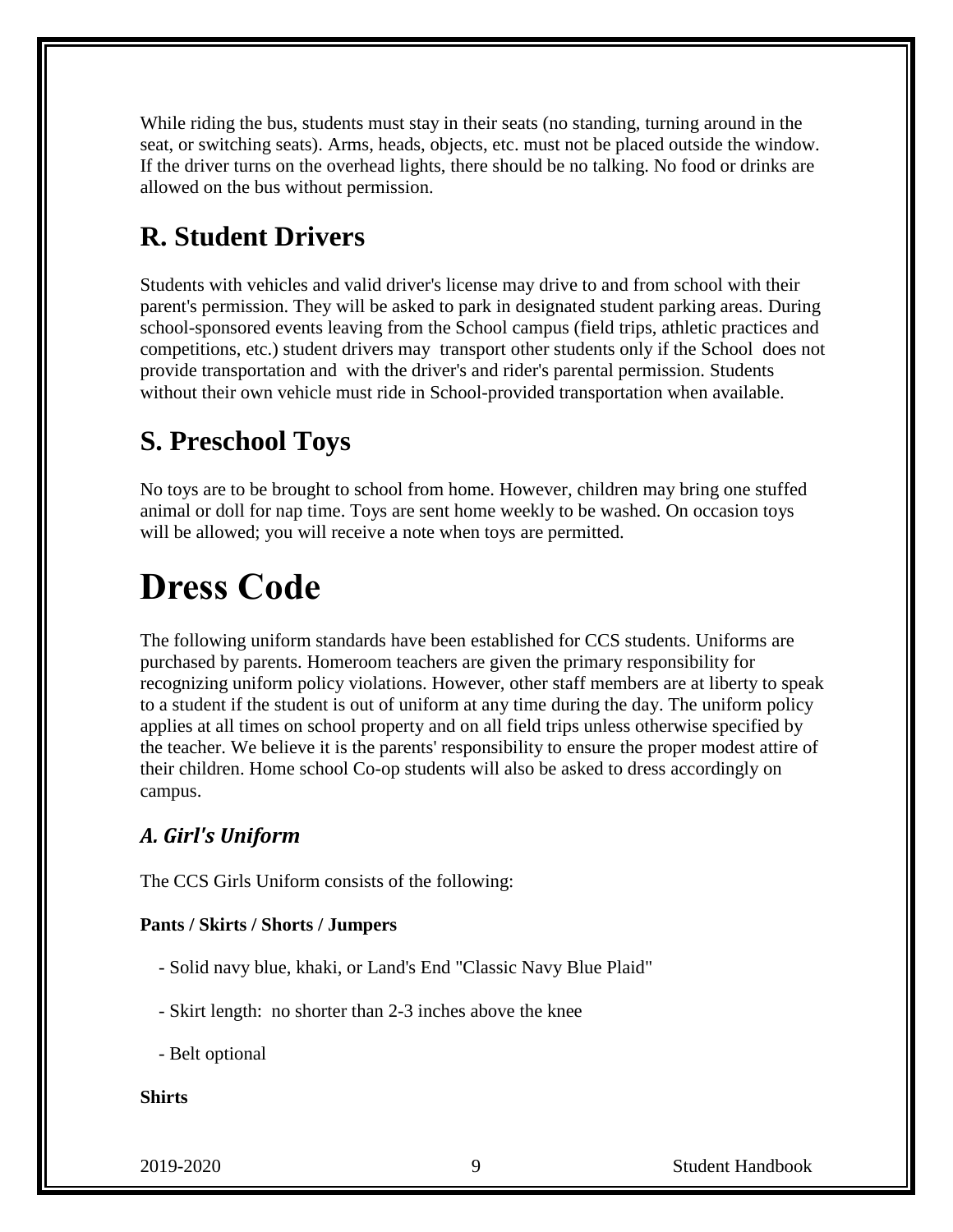While riding the bus, students must stay in their seats (no standing, turning around in the seat, or switching seats). Arms, heads, objects, etc. must not be placed outside the window. If the driver turns on the overhead lights, there should be no talking. No food or drinks are allowed on the bus without permission.

## R. Student Drivers

Students with vehicles and valid driver's license may drive to and from school with their parent's permission. They will be asked to park in designated student parking areas. During school-sponsored events leaving from the School campus (field trips, athletic practices and competitions, etc.) student drivers may transport other students only if the School does not provide transportation and with the driver's and rider's parental permission. Students without their own vehicle must ride in School-provided transportation when available.

## S. Preschool Toys

No toys are to be brought to school from home. However, children may bring one stuffed animal or doll for nap time. Toys are sent home weekly to be washed. On occasion toys will be allowed; you will receive a note when toys are permitted.

# Dress Code

The following uniform standards have been established for CCS students. Uniforms are purchased by parents. Homeroom teachers are given the primary responsibility for recognizing uniform policy violations. However, other staff members are at liberty to speak to a student if the student is out of uniform at any time during the day. The uniform policy applies at all times on school property and on all field trips unless otherwise specified by the teacher. We believe it is the parents' responsibility to ensure the proper modest attire of their children. Home school Co-op students will also be asked to dress accordingly on campus.

### *A. Girl's Uniform*

The CCS Girls Uniform consists of the following:

**Pants / Skirts / Shorts / Jumpers**

- Solid navy blue, khaki, or Land's End "Classic Navy Blue Plaid"
- Skirt length: no shorter than 2-3 inches above the knee
- Belt optional

**Shirts**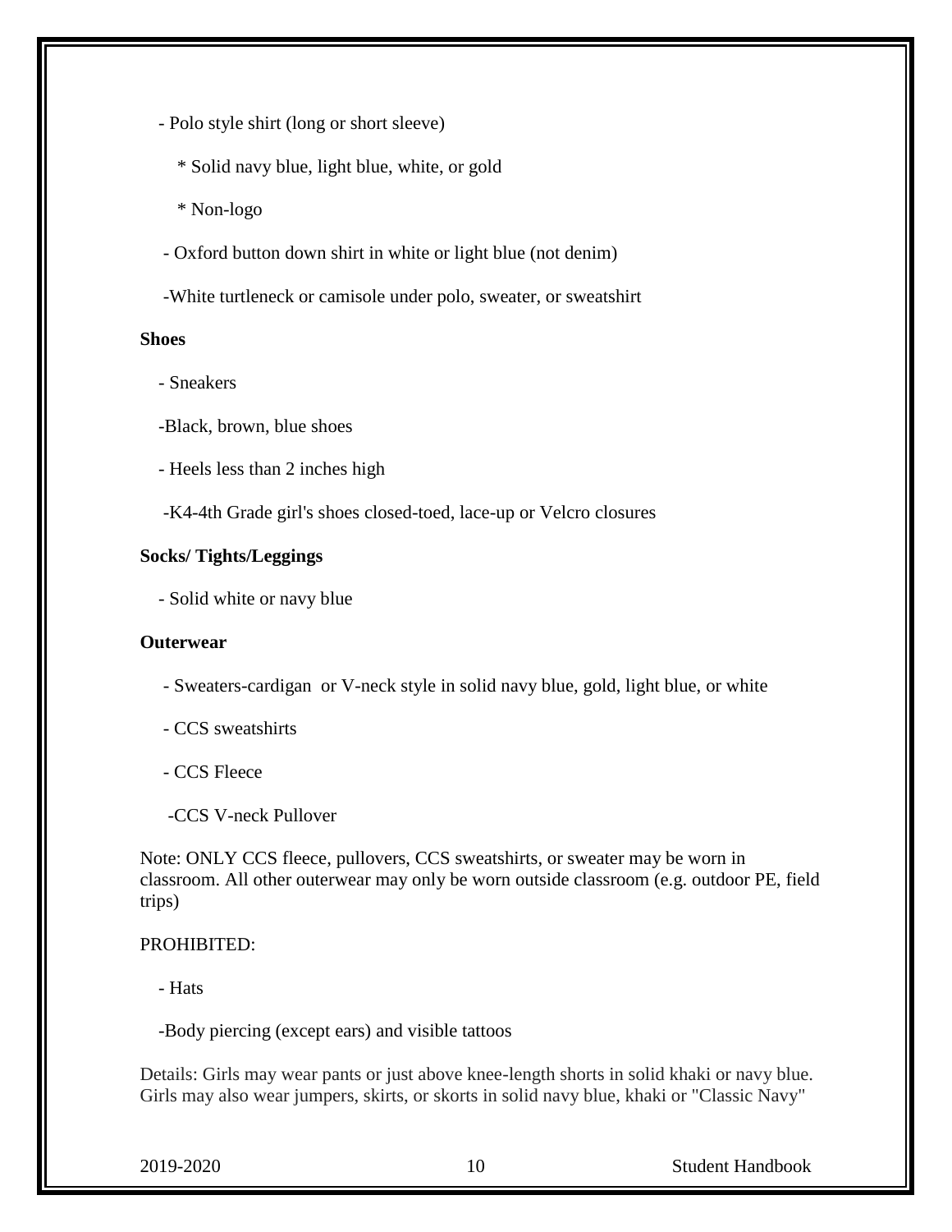- Polo style shirt (long or short sleeve)
    - * Solid navy blue, light blue, white, or gold
    - * Non-logo
- Oxford button down shirt in white or light blue (not denim)
- White turtleneck or camisole under polo, sweater, or sweatshirt

**Shoes**

- Sneakers
- Black, brown, blue shoes
- Heels less than 2 inches high
- K4-4th Grade girl's shoes closed-toed, lace-up or Velcro closures

**Socks/ Tights/Leggings**

- Solid white or navy blue

**Outerwear**

- Sweaters-cardigan or V-neck style in solid navy blue, gold, light blue, or white
- CCS sweatshirts
- CCS Fleece
- CCS V-neck Pullover

Note: ONLY CCS fleece, pullovers, CCS sweatshirts, or sweater may be worn in classroom. All other outerwear may only be worn outside classroom (e.g. outdoor PE, field trips)

PROHIBITED:

- Hats
- Body piercing (except ears) and visible tattoos

Details: Girls may wear pants or just above knee-length shorts in solid khaki or navy blue. Girls may also wear jumpers, skirts, or skorts in solid navy blue, khaki or "Classic Navy"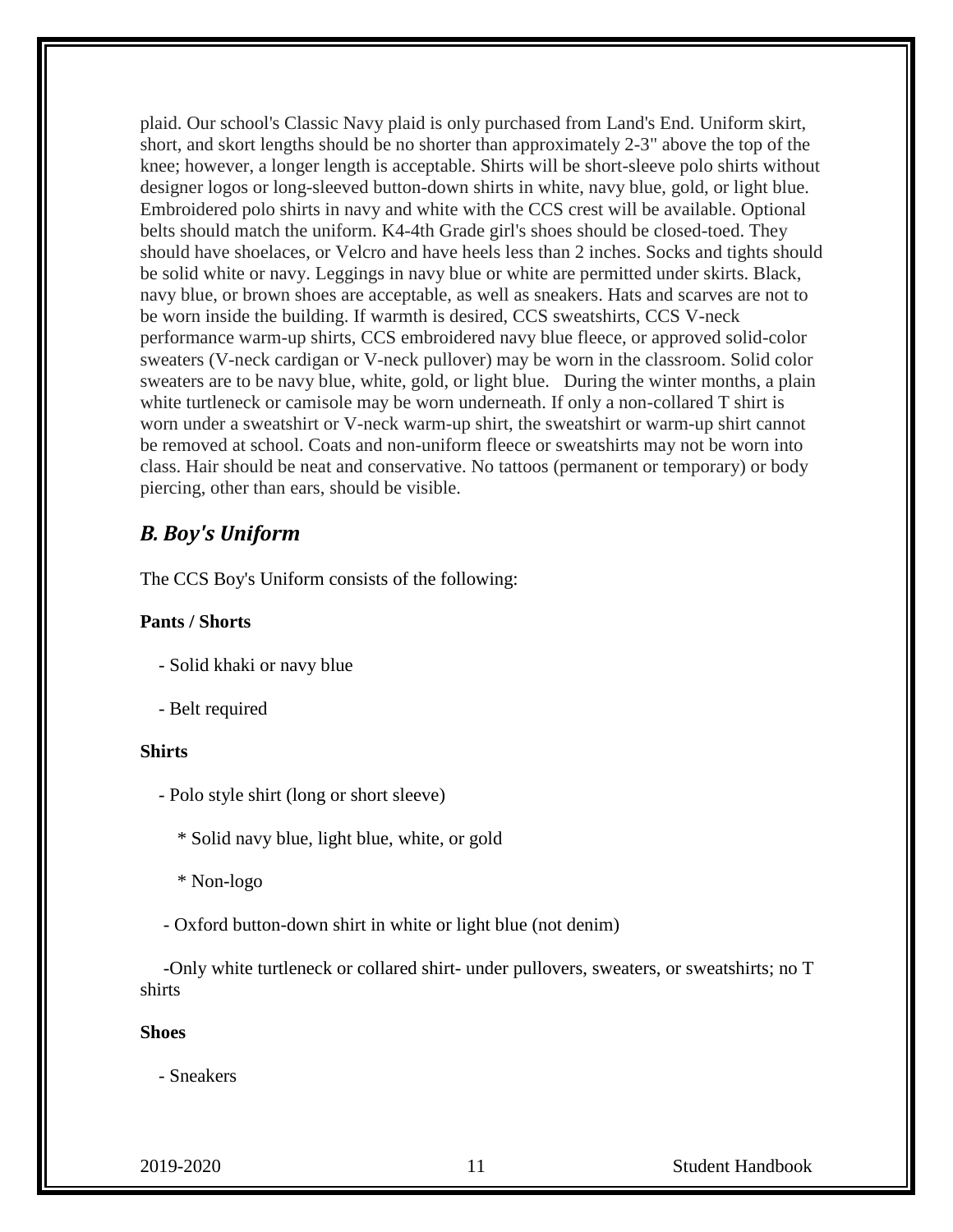plaid. Our school's Classic Navy plaid is only purchased from Land's End. Uniform skirt, short, and skort lengths should be no shorter than approximately 2-3" above the top of the knee; however, a longer length is acceptable. Shirts will be short-sleeve polo shirts without designer logos or long-sleeved button-down shirts in white, navy blue, gold, or light blue. Embroidered polo shirts in navy and white with the CCS crest will be available. Optional belts should match the uniform. K4-4th Grade girl's shoes should be closed-toed. They should have shoelaces, or Velcro and have heels less than 2 inches. Socks and tights should be solid white or navy. Leggings in navy blue or white are permitted under skirts. Black, navy blue, or brown shoes are acceptable, as well as sneakers. Hats and scarves are not to be worn inside the building. If warmth is desired, CCS sweatshirts, CCS V-neck performance warm-up shirts, CCS embroidered navy blue fleece, or approved solid-color sweaters (V-neck cardigan or V-neck pullover) may be worn in the classroom. Solid color sweaters are to be navy blue, white, gold, or light blue. During the winter months, a plain white turtleneck or camisole may be worn underneath. If only a non-collared T shirt is worn under a sweatshirt or V-neck warm-up shirt, the sweatshirt or warm-up shirt cannot be removed at school. Coats and non-uniform fleece or sweatshirts may not be worn into class. Hair should be neat and conservative. No tattoos (permanent or temporary) or body piercing, other than ears, should be visible.

## *B. Boy's Uniform*

The CCS Boy's Uniform consists of the following:

**Pants / Shorts**

- Solid khaki or navy blue
- Belt required

**Shirts**

- Polo style shirt (long or short sleeve)
  * Solid navy blue, light blue, white, or gold
  * Non-logo
- Oxford button-down shirt in white or light blue (not denim)
- Only white turtleneck or collared shirt- under pullovers, sweaters, or sweatshirts; no T shirts

**Shoes**

- Sneakers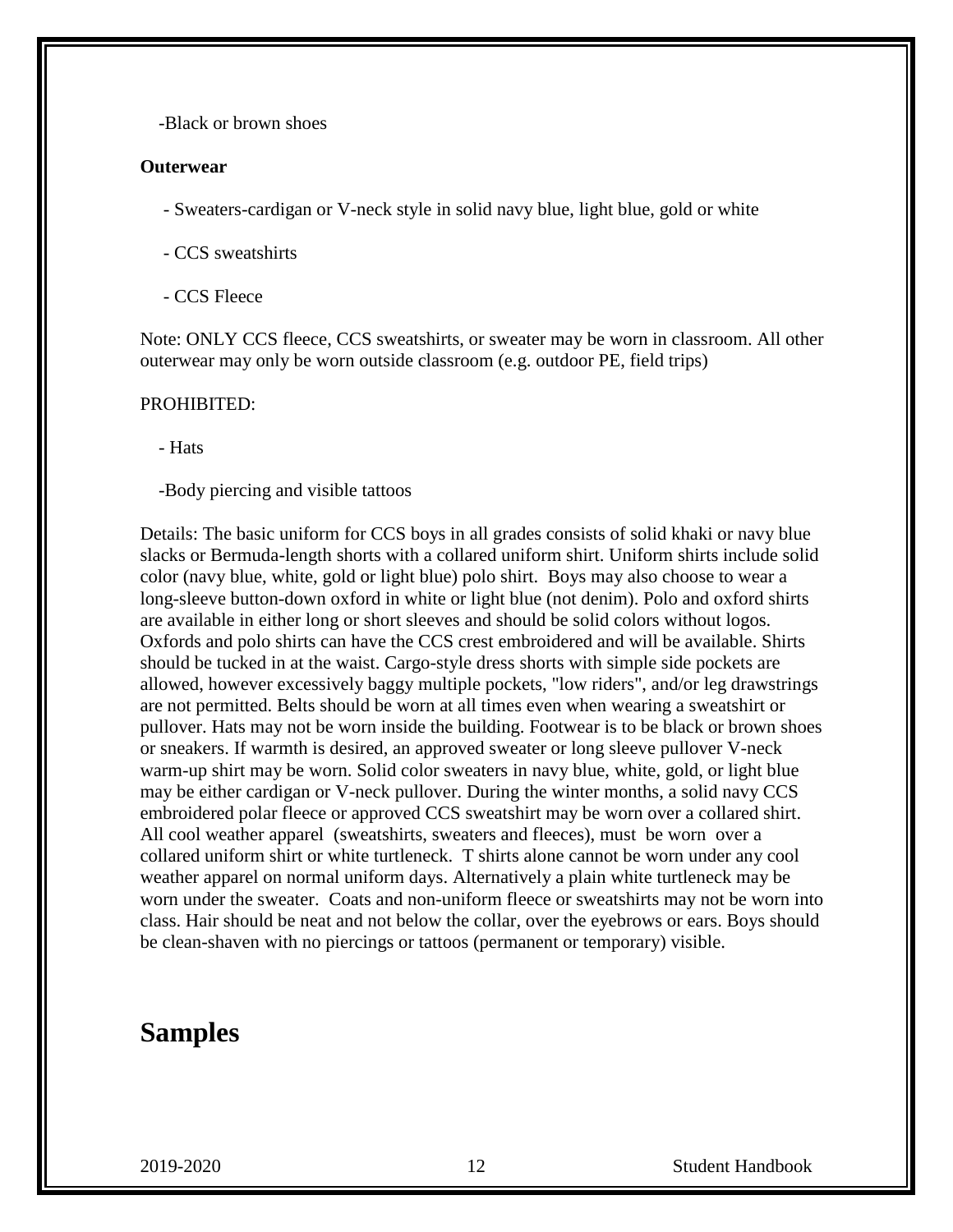-Black or brown shoes

**Outerwear**

- Sweaters-cardigan or V-neck style in solid navy blue, light blue, gold or white
- CCS sweatshirts
- CCS Fleece

Note: ONLY CCS fleece, CCS sweatshirts, or sweater may be worn in classroom. All other outerwear may only be worn outside classroom (e.g. outdoor PE, field trips)

PROHIBITED:

- Hats
- Body piercing and visible tattoos

Details: The basic uniform for CCS boys in all grades consists of solid khaki or navy blue slacks or Bermuda-length shorts with a collared uniform shirt. Uniform shirts include solid color (navy blue, white, gold or light blue) polo shirt. Boys may also choose to wear a long-sleeve button-down oxford in white or light blue (not denim). Polo and oxford shirts are available in either long or short sleeves and should be solid colors without logos. Oxfords and polo shirts can have the CCS crest embroidered and will be available. Shirts should be tucked in at the waist. Cargo-style dress shorts with simple side pockets are allowed, however excessively baggy multiple pockets, "low riders", and/or leg drawstrings are not permitted. Belts should be worn at all times even when wearing a sweatshirt or pullover. Hats may not be worn inside the building. Footwear is to be black or brown shoes or sneakers. If warmth is desired, an approved sweater or long sleeve pullover V-neck warm-up shirt may be worn. Solid color sweaters in navy blue, white, gold, or light blue may be either cardigan or V-neck pullover. During the winter months, a solid navy CCS embroidered polar fleece or approved CCS sweatshirt may be worn over a collared shirt. All cool weather apparel (sweatshirts, sweaters and fleeces), must be worn over a collared uniform shirt or white turtleneck. T shirts alone cannot be worn under any cool weather apparel on normal uniform days. Alternatively a plain white turtleneck may be worn under the sweater. Coats and non-uniform fleece or sweatshirts may not be worn into class. Hair should be neat and not below the collar, over the eyebrows or ears. Boys should be clean-shaven with no piercings or tattoos (permanent or temporary) visible.

## Samples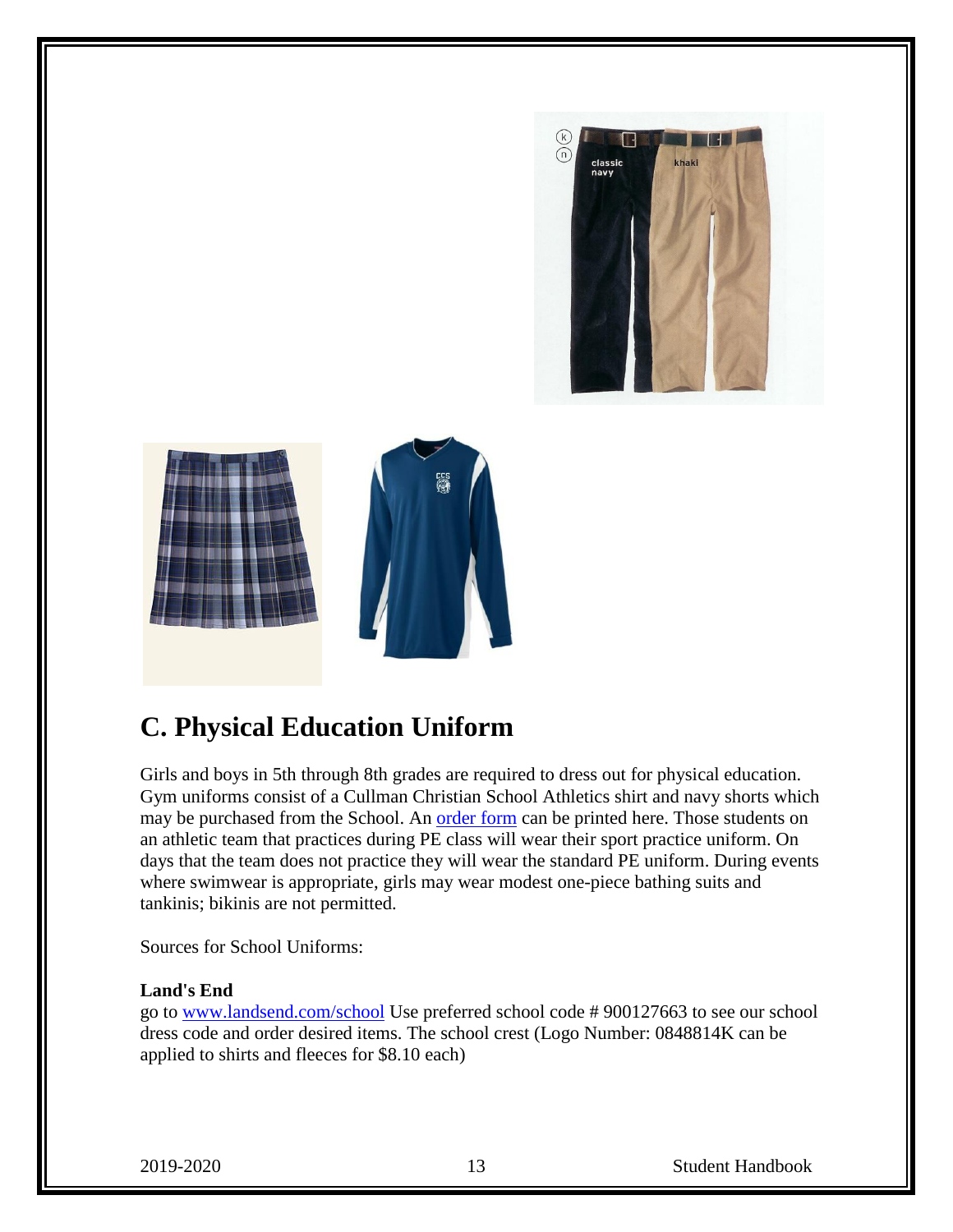## C. Physical Education Uniform

Girls and boys in 5th through 8th grades are required to dress out for physical education. Gym uniforms consist of a Cullman Christian School Athletics shirt and navy shorts which may be purchased from the School. An order form can be printed here. Those students on an athletic team that practices during PE class will wear their sport practice uniform. On days that the team does not practice they will wear the standard PE uniform. During events where swimwear is appropriate, girls may wear modest one-piece bathing suits and tankinis; bikinis are not permitted.

Sources for School Uniforms:

**Land's End**
go to www.landsend.com/school Use preferred school code # 900127663 to see our school dress code and order desired items. The school crest (Logo Number: 0848814K can be applied to shirts and fleeces for $8.10 each)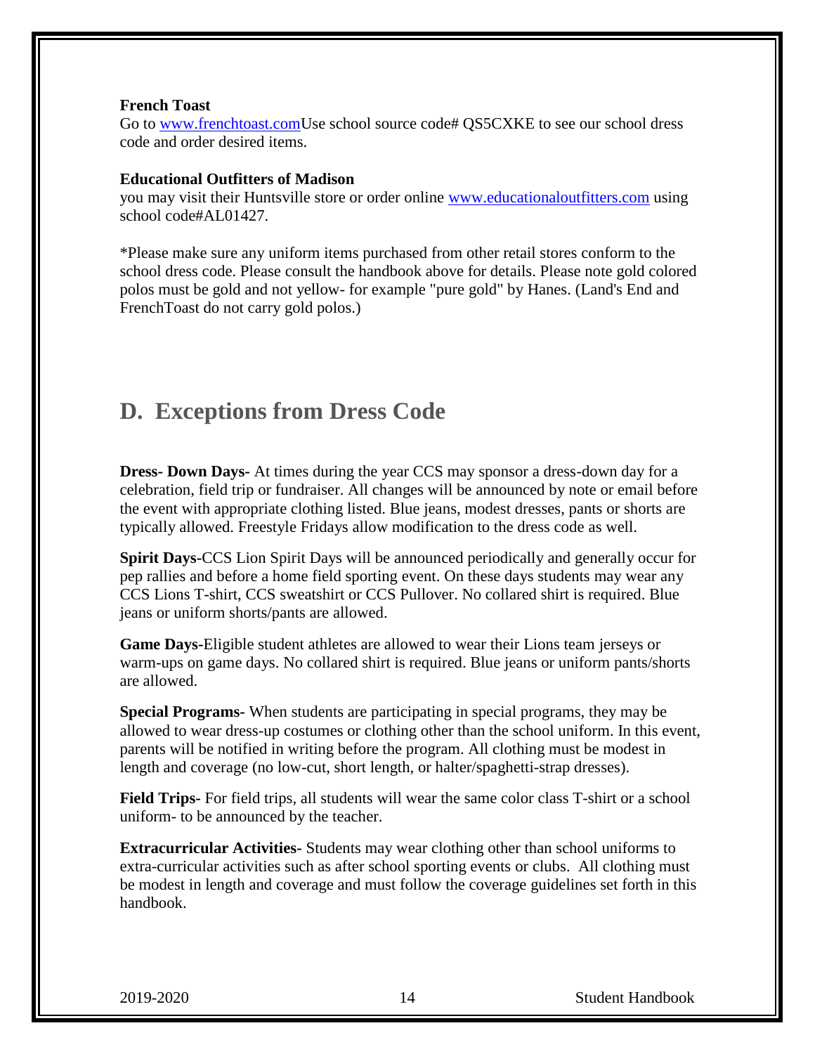**French Toast**
Go to [www.frenchtoast.com](http://www.frenchtoast.com)Use school source code# QS5CXKE to see our school dress code and order desired items.

**Educational Outfitters of Madison**
you may visit their Huntsville store or order online [www.educationaloutfitters.com](http://www.educationaloutfitters.com) using school code#AL01427.

*Please make sure any uniform items purchased from other retail stores conform to the school dress code. Please consult the handbook above for details. Please note gold colored polos must be gold and not yellow- for example "pure gold" by Hanes. (Land's End and FrenchToast do not carry gold polos.)

## D. Exceptions from Dress Code

**Dress- Down Days-** At times during the year CCS may sponsor a dress-down day for a celebration, field trip or fundraiser. All changes will be announced by note or email before the event with appropriate clothing listed. Blue jeans, modest dresses, pants or shorts are typically allowed. Freestyle Fridays allow modification to the dress code as well.

**Spirit Days-**CCS Lion Spirit Days will be announced periodically and generally occur for pep rallies and before a home field sporting event. On these days students may wear any CCS Lions T-shirt, CCS sweatshirt or CCS Pullover. No collared shirt is required. Blue jeans or uniform shorts/pants are allowed.

**Game Days-**Eligible student athletes are allowed to wear their Lions team jerseys or warm-ups on game days. No collared shirt is required. Blue jeans or uniform pants/shorts are allowed.

**Special Programs-** When students are participating in special programs, they may be allowed to wear dress-up costumes or clothing other than the school uniform. In this event, parents will be notified in writing before the program. All clothing must be modest in length and coverage (no low-cut, short length, or halter/spaghetti-strap dresses).

**Field Trips-** For field trips, all students will wear the same color class T-shirt or a school uniform- to be announced by the teacher.

**Extracurricular Activities-** Students may wear clothing other than school uniforms to extra-curricular activities such as after school sporting events or clubs. All clothing must be modest in length and coverage and must follow the coverage guidelines set forth in this handbook.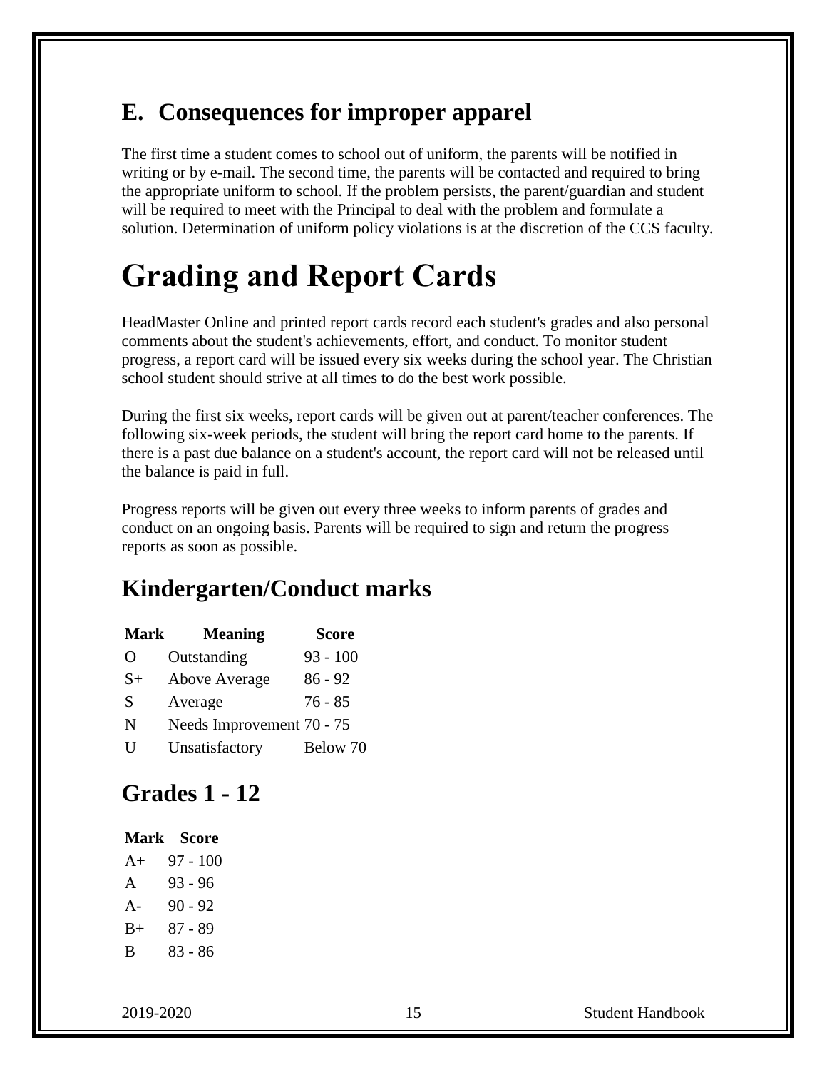## E. Consequences for improper apparel

The first time a student comes to school out of uniform, the parents will be notified in writing or by e-mail. The second time, the parents will be contacted and required to bring the appropriate uniform to school. If the problem persists, the parent/guardian and student will be required to meet with the Principal to deal with the problem and formulate a solution. Determination of uniform policy violations is at the discretion of the CCS faculty.

# Grading and Report Cards

HeadMaster Online and printed report cards record each student's grades and also personal comments about the student's achievements, effort, and conduct. To monitor student progress, a report card will be issued every six weeks during the school year. The Christian school student should strive at all times to do the best work possible.

During the first six weeks, report cards will be given out at parent/teacher conferences. The following six-week periods, the student will bring the report card home to the parents. If there is a past due balance on a student's account, the report card will not be released until the balance is paid in full.

Progress reports will be given out every three weeks to inform parents of grades and conduct on an ongoing basis. Parents will be required to sign and return the progress reports as soon as possible.

## Kindergarten/Conduct marks

| Mark | Meaning | Score |
|---|---|---|
| O | Outstanding | 93 - 100 |
| S+ | Above Average | 86 - 92 |
| S | Average | 76 - 85 |
| N | Needs Improvement | 70 - 75 |
| U | Unsatisfactory | Below 70 |

## Grades 1 - 12

| Mark | Score |
|---|---|
| A+ | 97 - 100 |
| A | 93 - 96 |
| A- | 90 - 92 |
| B+ | 87 - 89 |
| B | 83 - 86 |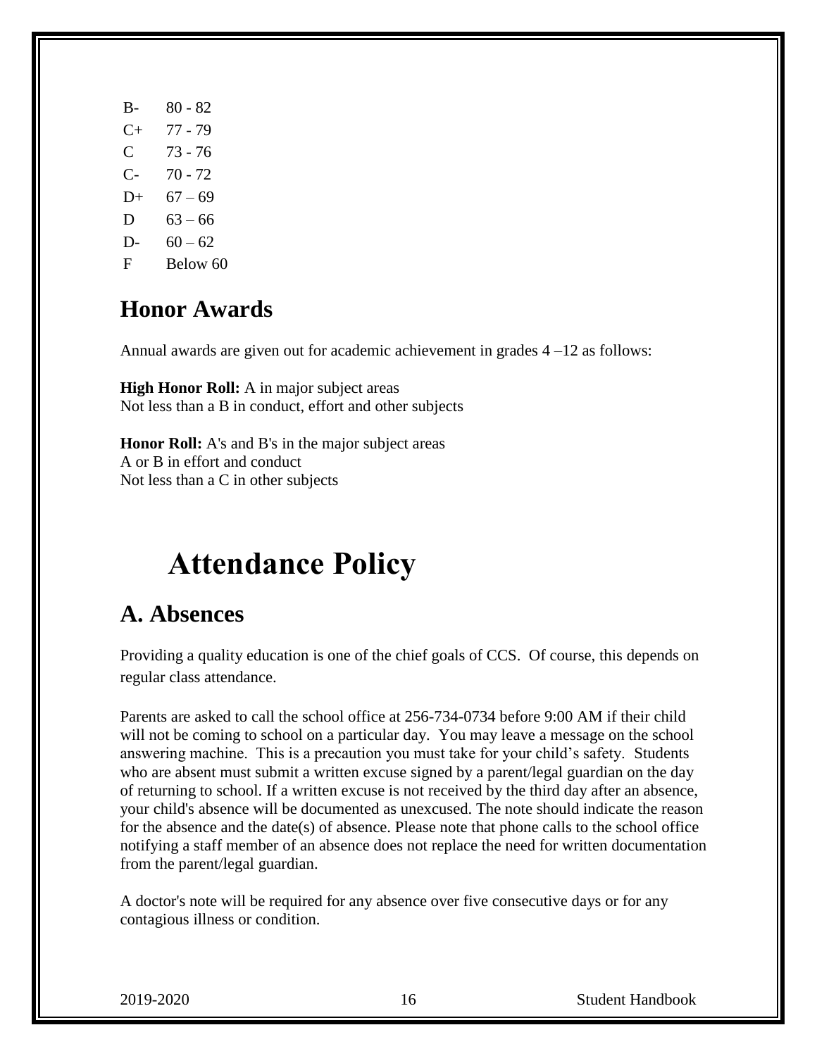| | |
|---|---|
| B- | 80 - 82 |
| C+ | 77 - 79 |
| C | 73 - 76 |
| C- | 70 - 72 |
| D+ | 67 – 69 |
| D | 63 – 66 |
| D- | 60 – 62 |
| F | Below 60 |

## Honor Awards

Annual awards are given out for academic achievement in grades 4 –12 as follows:

**High Honor Roll:** A in major subject areas
Not less than a B in conduct, effort and other subjects

**Honor Roll:** A's and B's in the major subject areas
A or B in effort and conduct
Not less than a C in other subjects

# Attendance Policy

## A. Absences

Providing a quality education is one of the chief goals of CCS. Of course, this depends on regular class attendance.

Parents are asked to call the school office at 256-734-0734 before 9:00 AM if their child will not be coming to school on a particular day. You may leave a message on the school answering machine. This is a precaution you must take for your child's safety. Students who are absent must submit a written excuse signed by a parent/legal guardian on the day of returning to school. If a written excuse is not received by the third day after an absence, your child's absence will be documented as unexcused. The note should indicate the reason for the absence and the date(s) of absence. Please note that phone calls to the school office notifying a staff member of an absence does not replace the need for written documentation from the parent/legal guardian.

A doctor's note will be required for any absence over five consecutive days or for any contagious illness or condition.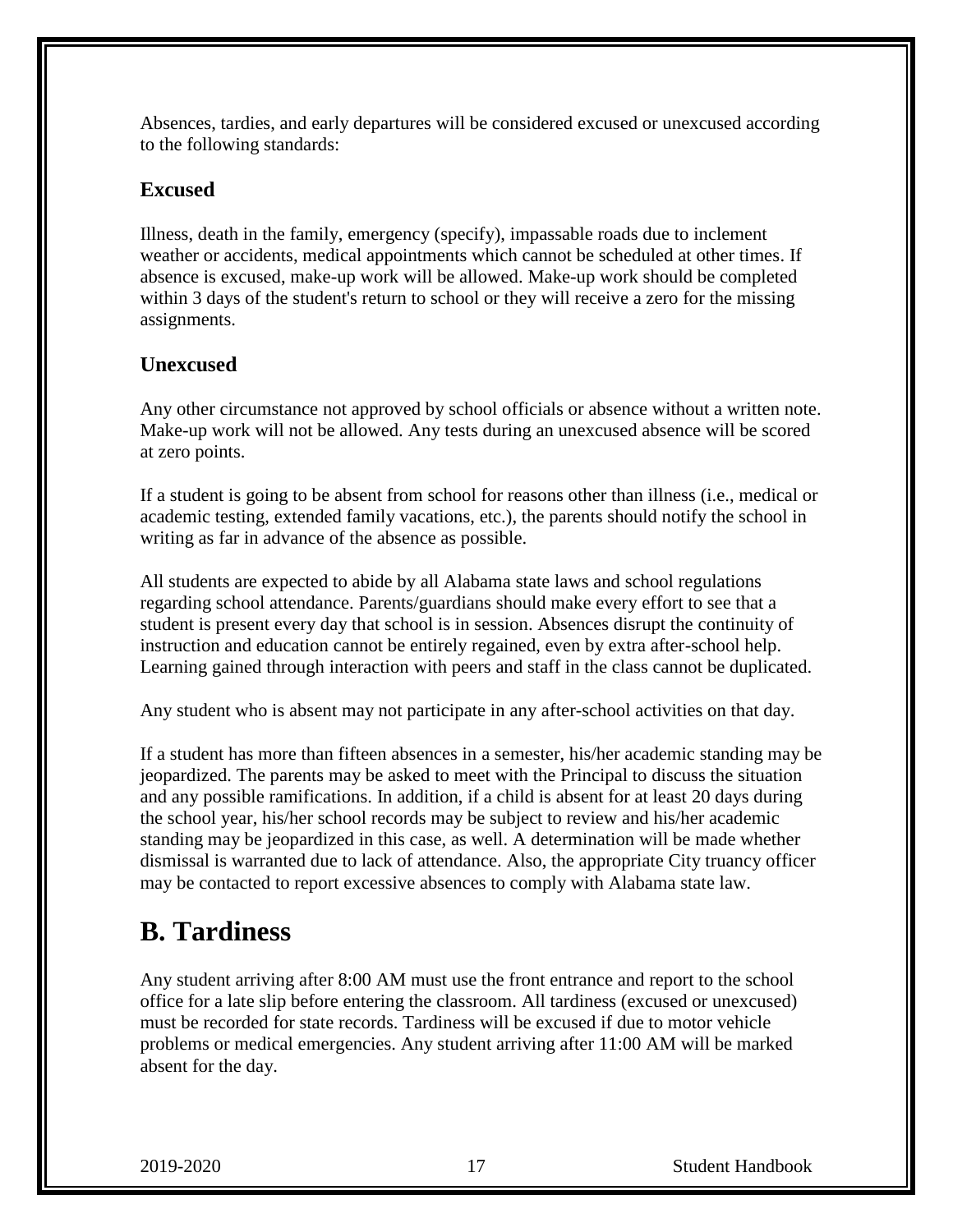Absences, tardies, and early departures will be considered excused or unexcused according to the following standards:

### Excused

Illness, death in the family, emergency (specify), impassable roads due to inclement weather or accidents, medical appointments which cannot be scheduled at other times. If absence is excused, make-up work will be allowed. Make-up work should be completed within 3 days of the student's return to school or they will receive a zero for the missing assignments.

### Unexcused

Any other circumstance not approved by school officials or absence without a written note. Make-up work will not be allowed. Any tests during an unexcused absence will be scored at zero points.

If a student is going to be absent from school for reasons other than illness (i.e., medical or academic testing, extended family vacations, etc.), the parents should notify the school in writing as far in advance of the absence as possible.

All students are expected to abide by all Alabama state laws and school regulations regarding school attendance. Parents/guardians should make every effort to see that a student is present every day that school is in session. Absences disrupt the continuity of instruction and education cannot be entirely regained, even by extra after-school help. Learning gained through interaction with peers and staff in the class cannot be duplicated.

Any student who is absent may not participate in any after-school activities on that day.

If a student has more than fifteen absences in a semester, his/her academic standing may be jeopardized. The parents may be asked to meet with the Principal to discuss the situation and any possible ramifications. In addition, if a child is absent for at least 20 days during the school year, his/her school records may be subject to review and his/her academic standing may be jeopardized in this case, as well. A determination will be made whether dismissal is warranted due to lack of attendance. Also, the appropriate City truancy officer may be contacted to report excessive absences to comply with Alabama state law.

## B. Tardiness

Any student arriving after 8:00 AM must use the front entrance and report to the school office for a late slip before entering the classroom. All tardiness (excused or unexcused) must be recorded for state records. Tardiness will be excused if due to motor vehicle problems or medical emergencies. Any student arriving after 11:00 AM will be marked absent for the day.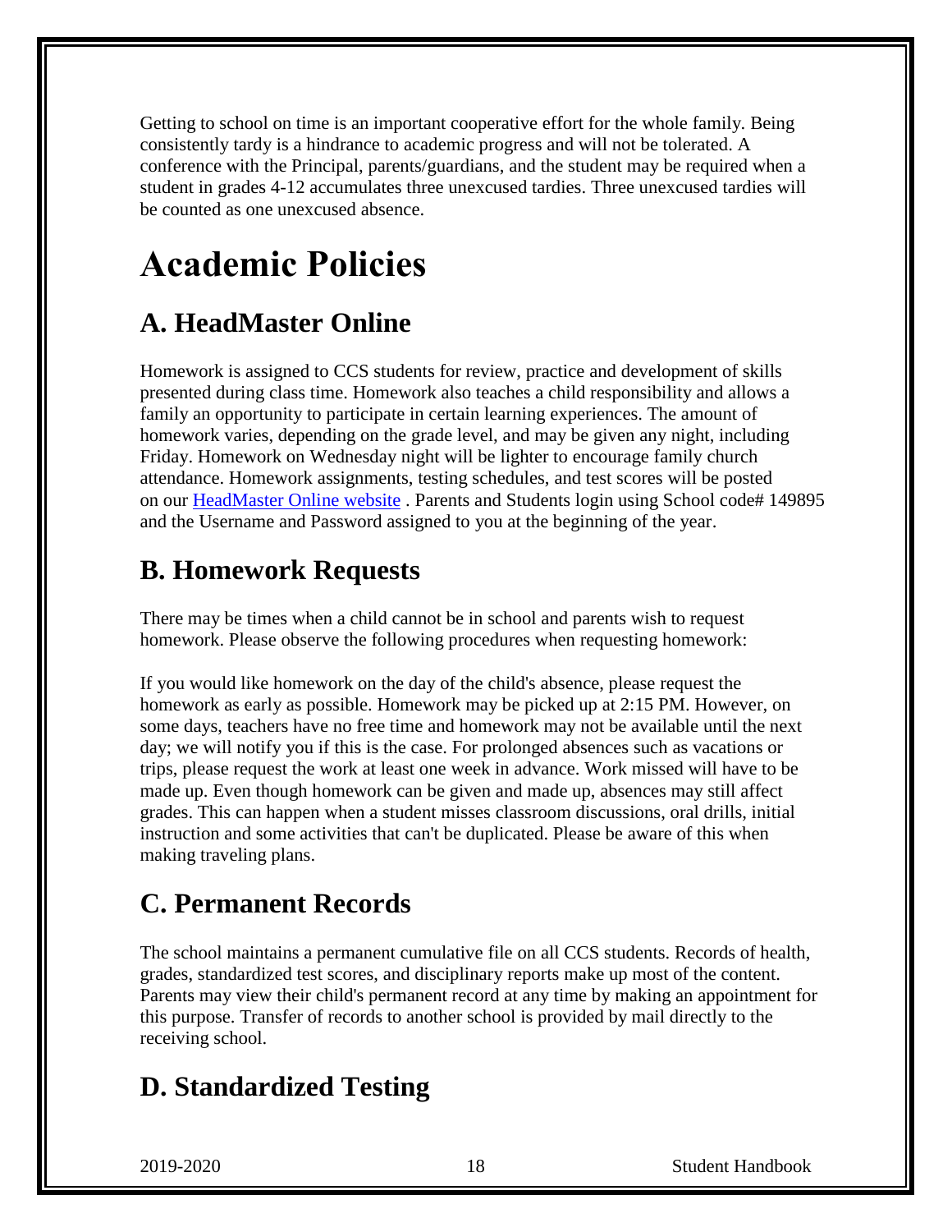Getting to school on time is an important cooperative effort for the whole family. Being consistently tardy is a hindrance to academic progress and will not be tolerated. A conference with the Principal, parents/guardians, and the student may be required when a student in grades 4-12 accumulates three unexcused tardies. Three unexcused tardies will be counted as one unexcused absence.

# Academic Policies

## A. HeadMaster Online

Homework is assigned to CCS students for review, practice and development of skills presented during class time. Homework also teaches a child responsibility and allows a family an opportunity to participate in certain learning experiences. The amount of homework varies, depending on the grade level, and may be given any night, including Friday. Homework on Wednesday night will be lighter to encourage family church attendance. Homework assignments, testing schedules, and test scores will be posted on our HeadMaster Online website . Parents and Students login using School code# 149895 and the Username and Password assigned to you at the beginning of the year.

## B. Homework Requests

There may be times when a child cannot be in school and parents wish to request homework. Please observe the following procedures when requesting homework:

If you would like homework on the day of the child's absence, please request the homework as early as possible. Homework may be picked up at 2:15 PM. However, on some days, teachers have no free time and homework may not be available until the next day; we will notify you if this is the case. For prolonged absences such as vacations or trips, please request the work at least one week in advance. Work missed will have to be made up. Even though homework can be given and made up, absences may still affect grades. This can happen when a student misses classroom discussions, oral drills, initial instruction and some activities that can't be duplicated. Please be aware of this when making traveling plans.

## C. Permanent Records

The school maintains a permanent cumulative file on all CCS students. Records of health, grades, standardized test scores, and disciplinary reports make up most of the content. Parents may view their child's permanent record at any time by making an appointment for this purpose. Transfer of records to another school is provided by mail directly to the receiving school.

## D. Standardized Testing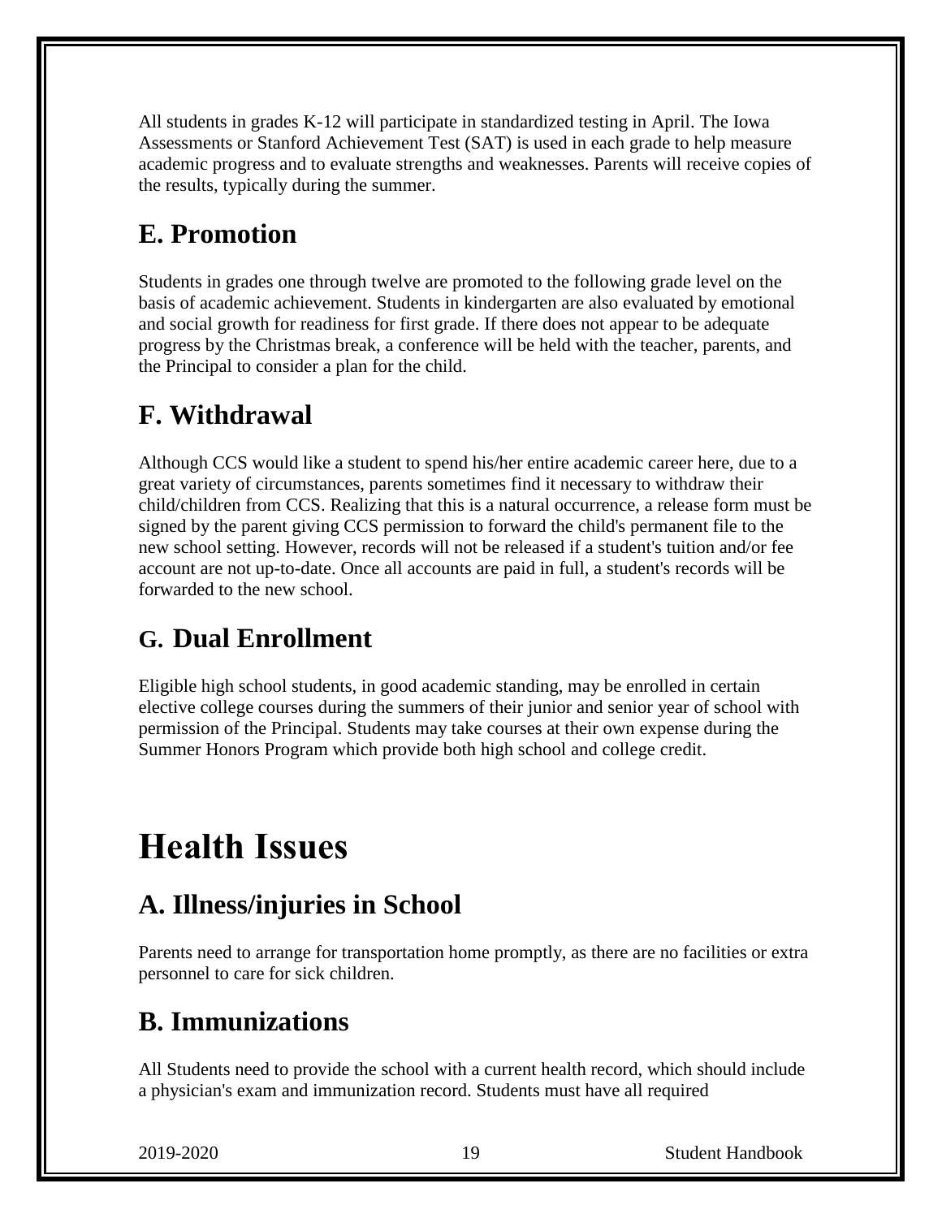All students in grades K-12 will participate in standardized testing in April. The Iowa Assessments or Stanford Achievement Test (SAT) is used in each grade to help measure academic progress and to evaluate strengths and weaknesses. Parents will receive copies of the results, typically during the summer.

## E. Promotion

Students in grades one through twelve are promoted to the following grade level on the basis of academic achievement. Students in kindergarten are also evaluated by emotional and social growth for readiness for first grade. If there does not appear to be adequate progress by the Christmas break, a conference will be held with the teacher, parents, and the Principal to consider a plan for the child.

## F. Withdrawal

Although CCS would like a student to spend his/her entire academic career here, due to a great variety of circumstances, parents sometimes find it necessary to withdraw their child/children from CCS. Realizing that this is a natural occurrence, a release form must be signed by the parent giving CCS permission to forward the child's permanent file to the new school setting. However, records will not be released if a student's tuition and/or fee account are not up-to-date. Once all accounts are paid in full, a student's records will be forwarded to the new school.

## G. Dual Enrollment

Eligible high school students, in good academic standing, may be enrolled in certain elective college courses during the summers of their junior and senior year of school with permission of the Principal. Students may take courses at their own expense during the Summer Honors Program which provide both high school and college credit.

# Health Issues

## A. Illness/injuries in School

Parents need to arrange for transportation home promptly, as there are no facilities or extra personnel to care for sick children.

## B. Immunizations

All Students need to provide the school with a current health record, which should include a physician's exam and immunization record. Students must have all required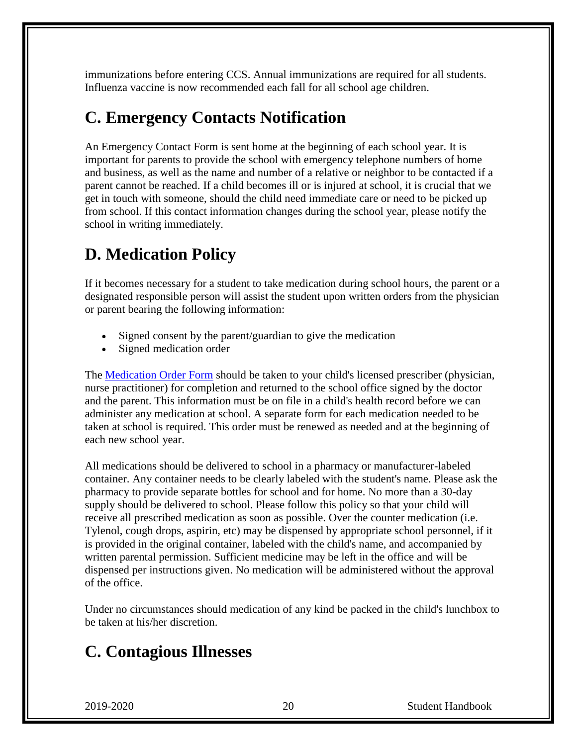immunizations before entering CCS. Annual immunizations are required for all students. Influenza vaccine is now recommended each fall for all school age children.

## C. Emergency Contacts Notification

An Emergency Contact Form is sent home at the beginning of each school year. It is important for parents to provide the school with emergency telephone numbers of home and business, as well as the name and number of a relative or neighbor to be contacted if a parent cannot be reached. If a child becomes ill or is injured at school, it is crucial that we get in touch with someone, should the child need immediate care or need to be picked up from school. If this contact information changes during the school year, please notify the school in writing immediately.

## D. Medication Policy

If it becomes necessary for a student to take medication during school hours, the parent or a designated responsible person will assist the student upon written orders from the physician or parent bearing the following information:

- Signed consent by the parent/guardian to give the medication
- Signed medication order

The Medication Order Form should be taken to your child's licensed prescriber (physician, nurse practitioner) for completion and returned to the school office signed by the doctor and the parent. This information must be on file in a child's health record before we can administer any medication at school. A separate form for each medication needed to be taken at school is required. This order must be renewed as needed and at the beginning of each new school year.

All medications should be delivered to school in a pharmacy or manufacturer-labeled container. Any container needs to be clearly labeled with the student's name. Please ask the pharmacy to provide separate bottles for school and for home. No more than a 30-day supply should be delivered to school. Please follow this policy so that your child will receive all prescribed medication as soon as possible. Over the counter medication (i.e. Tylenol, cough drops, aspirin, etc) may be dispensed by appropriate school personnel, if it is provided in the original container, labeled with the child's name, and accompanied by written parental permission. Sufficient medicine may be left in the office and will be dispensed per instructions given. No medication will be administered without the approval of the office.

Under no circumstances should medication of any kind be packed in the child's lunchbox to be taken at his/her discretion.

## C. Contagious Illnesses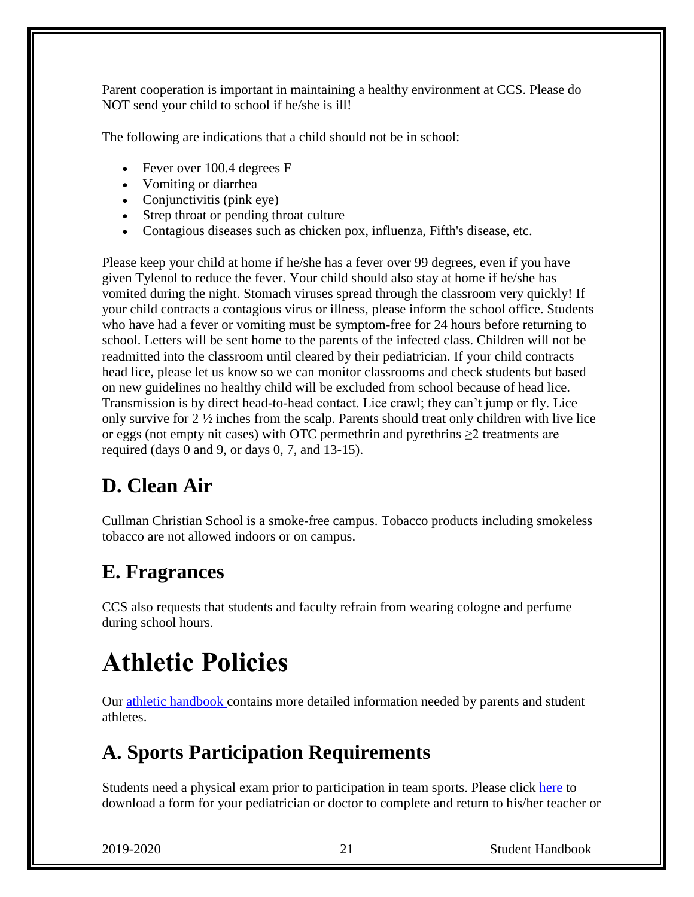Parent cooperation is important in maintaining a healthy environment at CCS. Please do NOT send your child to school if he/she is ill!

The following are indications that a child should not be in school:

- Fever over 100.4 degrees F
- Vomiting or diarrhea
- Conjunctivitis (pink eye)
- Strep throat or pending throat culture
- Contagious diseases such as chicken pox, influenza, Fifth's disease, etc.

Please keep your child at home if he/she has a fever over 99 degrees, even if you have given Tylenol to reduce the fever. Your child should also stay at home if he/she has vomited during the night. Stomach viruses spread through the classroom very quickly! If your child contracts a contagious virus or illness, please inform the school office. Students who have had a fever or vomiting must be symptom-free for 24 hours before returning to school. Letters will be sent home to the parents of the infected class. Children will not be readmitted into the classroom until cleared by their pediatrician. If your child contracts head lice, please let us know so we can monitor classrooms and check students but based on new guidelines no healthy child will be excluded from school because of head lice. Transmission is by direct head-to-head contact. Lice crawl; they can't jump or fly. Lice only survive for 2 ½ inches from the scalp. Parents should treat only children with live lice or eggs (not empty nit cases) with OTC permethrin and pyrethrins $\geq$2 treatments are required (days 0 and 9, or days 0, 7, and 13-15).

## D. Clean Air

Cullman Christian School is a smoke-free campus. Tobacco products including smokeless tobacco are not allowed indoors or on campus.

## E. Fragrances

CCS also requests that students and faculty refrain from wearing cologne and perfume during school hours.

# Athletic Policies

Our athletic handbook contains more detailed information needed by parents and student athletes.

## A. Sports Participation Requirements

Students need a physical exam prior to participation in team sports. Please click here to download a form for your pediatrician or doctor to complete and return to his/her teacher or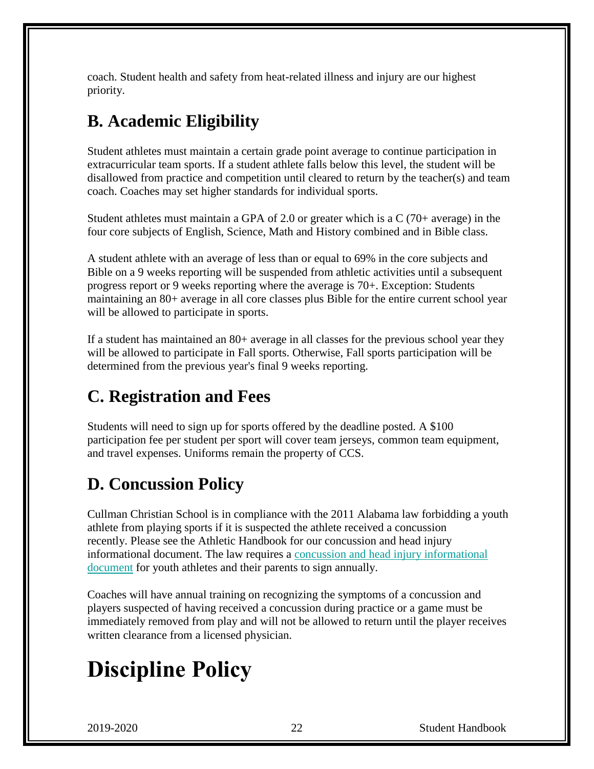coach. Student health and safety from heat-related illness and injury are our highest priority.

## B. Academic Eligibility

Student athletes must maintain a certain grade point average to continue participation in extracurricular team sports. If a student athlete falls below this level, the student will be disallowed from practice and competition until cleared to return by the teacher(s) and team coach. Coaches may set higher standards for individual sports.

Student athletes must maintain a GPA of 2.0 or greater which is a C (70+ average) in the four core subjects of English, Science, Math and History combined and in Bible class.

A student athlete with an average of less than or equal to 69% in the core subjects and Bible on a 9 weeks reporting will be suspended from athletic activities until a subsequent progress report or 9 weeks reporting where the average is 70+. Exception: Students maintaining an 80+ average in all core classes plus Bible for the entire current school year will be allowed to participate in sports.

If a student has maintained an 80+ average in all classes for the previous school year they will be allowed to participate in Fall sports. Otherwise, Fall sports participation will be determined from the previous year's final 9 weeks reporting.

## C. Registration and Fees

Students will need to sign up for sports offered by the deadline posted. A $100 participation fee per student per sport will cover team jerseys, common team equipment, and travel expenses. Uniforms remain the property of CCS.

## D. Concussion Policy

Cullman Christian School is in compliance with the 2011 Alabama law forbidding a youth athlete from playing sports if it is suspected the athlete received a concussion recently. Please see the Athletic Handbook for our concussion and head injury informational document. The law requires a concussion and head injury informational document for youth athletes and their parents to sign annually.

Coaches will have annual training on recognizing the symptoms of a concussion and players suspected of having received a concussion during practice or a game must be immediately removed from play and will not be allowed to return until the player receives written clearance from a licensed physician.

# Discipline Policy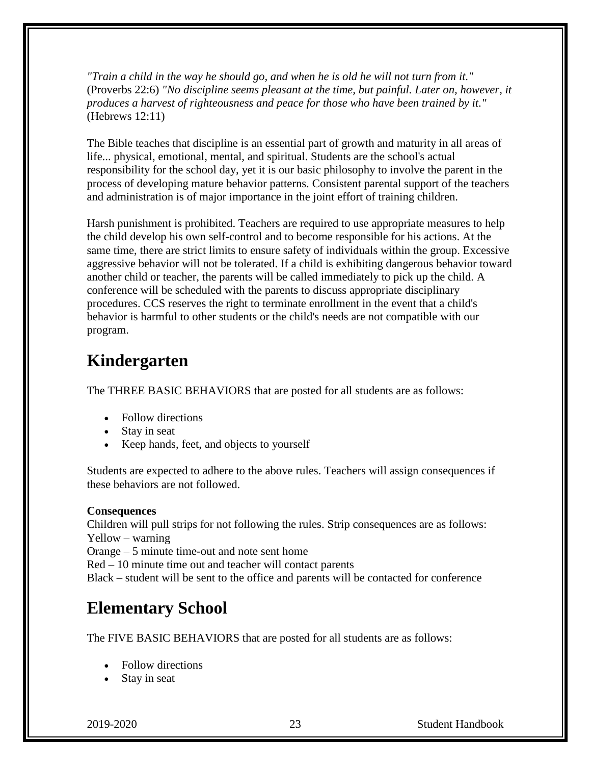*"Train a child in the way he should go, and when he is old he will not turn from it."* (Proverbs 22:6) *"No discipline seems pleasant at the time, but painful. Later on, however, it produces a harvest of righteousness and peace for those who have been trained by it."* (Hebrews 12:11)

The Bible teaches that discipline is an essential part of growth and maturity in all areas of life... physical, emotional, mental, and spiritual. Students are the school's actual responsibility for the school day, yet it is our basic philosophy to involve the parent in the process of developing mature behavior patterns. Consistent parental support of the teachers and administration is of major importance in the joint effort of training children.

Harsh punishment is prohibited. Teachers are required to use appropriate measures to help the child develop his own self-control and to become responsible for his actions. At the same time, there are strict limits to ensure safety of individuals within the group. Excessive aggressive behavior will not be tolerated. If a child is exhibiting dangerous behavior toward another child or teacher, the parents will be called immediately to pick up the child. A conference will be scheduled with the parents to discuss appropriate disciplinary procedures. CCS reserves the right to terminate enrollment in the event that a child's behavior is harmful to other students or the child's needs are not compatible with our program.

## Kindergarten

The THREE BASIC BEHAVIORS that are posted for all students are as follows:

- Follow directions
- Stay in seat
- Keep hands, feet, and objects to yourself

Students are expected to adhere to the above rules. Teachers will assign consequences if these behaviors are not followed.

**Consequences**

Children will pull strips for not following the rules. Strip consequences are as follows:
Yellow – warning
Orange – 5 minute time-out and note sent home
Red – 10 minute time out and teacher will contact parents
Black – student will be sent to the office and parents will be contacted for conference

## Elementary School

The FIVE BASIC BEHAVIORS that are posted for all students are as follows:

- Follow directions
- Stay in seat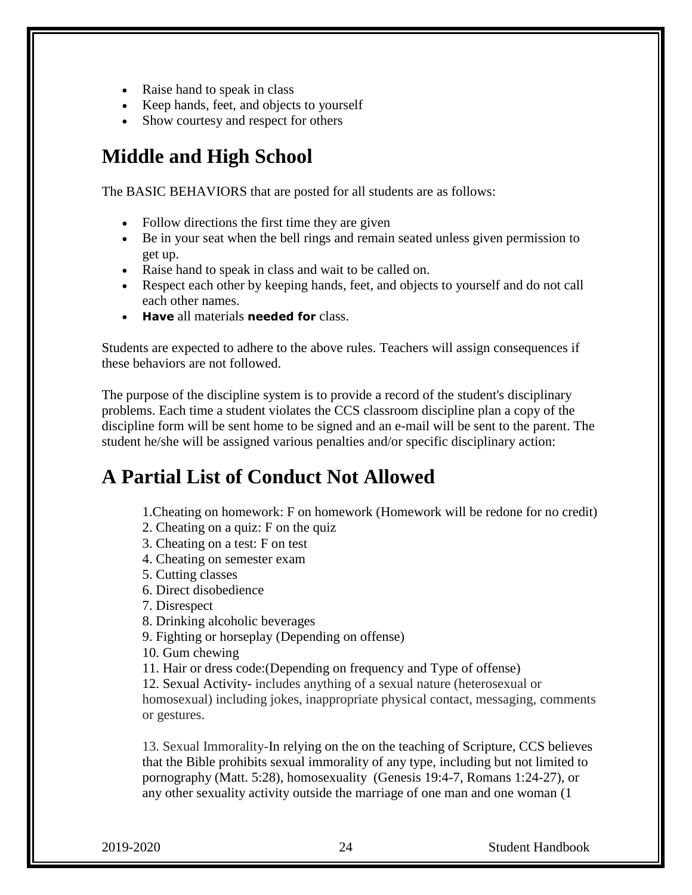- Raise hand to speak in class
- Keep hands, feet, and objects to yourself
- Show courtesy and respect for others

## Middle and High School

The BASIC BEHAVIORS that are posted for all students are as follows:

- Follow directions the first time they are given
- Be in your seat when the bell rings and remain seated unless given permission to get up.
- Raise hand to speak in class and wait to be called on.
- Respect each other by keeping hands, feet, and objects to yourself and do not call each other names.
- **Have** all materials **needed for** class.

Students are expected to adhere to the above rules. Teachers will assign consequences if these behaviors are not followed.

The purpose of the discipline system is to provide a record of the student's disciplinary problems. Each time a student violates the CCS classroom discipline plan a copy of the discipline form will be sent home to be signed and an e-mail will be sent to the parent. The student he/she will be assigned various penalties and/or specific disciplinary action:

## A Partial List of Conduct Not Allowed

1.Cheating on homework: F on homework (Homework will be redone for no credit)
2. Cheating on a quiz: F on the quiz
3. Cheating on a test: F on test
4. Cheating on semester exam
5. Cutting classes
6. Direct disobedience
7. Disrespect
8. Drinking alcoholic beverages
9. Fighting or horseplay (Depending on offense)
10. Gum chewing
11. Hair or dress code:(Depending on frequency and Type of offense)
12. Sexual Activity- includes anything of a sexual nature (heterosexual or homosexual) including jokes, inappropriate physical contact, messaging, comments or gestures.

13. Sexual Immorality-In relying on the on the teaching of Scripture, CCS believes that the Bible prohibits sexual immorality of any type, including but not limited to pornography (Matt. 5:28), homosexuality (Genesis 19:4-7, Romans 1:24-27), or any other sexuality activity outside the marriage of one man and one woman (1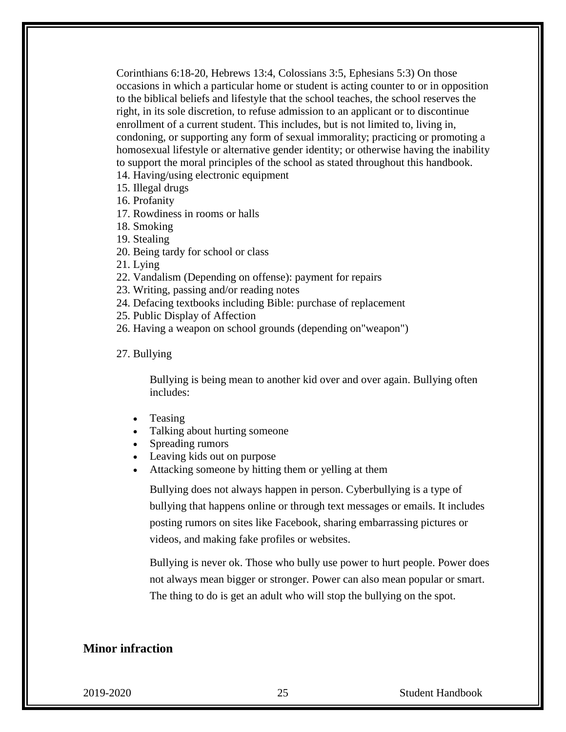Corinthians 6:18-20, Hebrews 13:4, Colossians 3:5, Ephesians 5:3) On those occasions in which a particular home or student is acting counter to or in opposition to the biblical beliefs and lifestyle that the school teaches, the school reserves the right, in its sole discretion, to refuse admission to an applicant or to discontinue enrollment of a current student. This includes, but is not limited to, living in, condoning, or supporting any form of sexual immorality; practicing or promoting a homosexual lifestyle or alternative gender identity; or otherwise having the inability to support the moral principles of the school as stated throughout this handbook.

14. Having/using electronic equipment
15. Illegal drugs
16. Profanity
17. Rowdiness in rooms or halls
18. Smoking
19. Stealing
20. Being tardy for school or class
21. Lying
22. Vandalism (Depending on offense): payment for repairs
23. Writing, passing and/or reading notes
24. Defacing textbooks including Bible: purchase of replacement
25. Public Display of Affection
26. Having a weapon on school grounds (depending on"weapon")
27. Bullying

Bullying is being mean to another kid over and over again. Bullying often includes:

- Teasing
- Talking about hurting someone
- Spreading rumors
- Leaving kids out on purpose
- Attacking someone by hitting them or yelling at them

Bullying does not always happen in person. Cyberbullying is a type of bullying that happens online or through text messages or emails. It includes posting rumors on sites like Facebook, sharing embarrassing pictures or videos, and making fake profiles or websites.

Bullying is never ok. Those who bully use power to hurt people. Power does not always mean bigger or stronger. Power can also mean popular or smart. The thing to do is get an adult who will stop the bullying on the spot.

## Minor infraction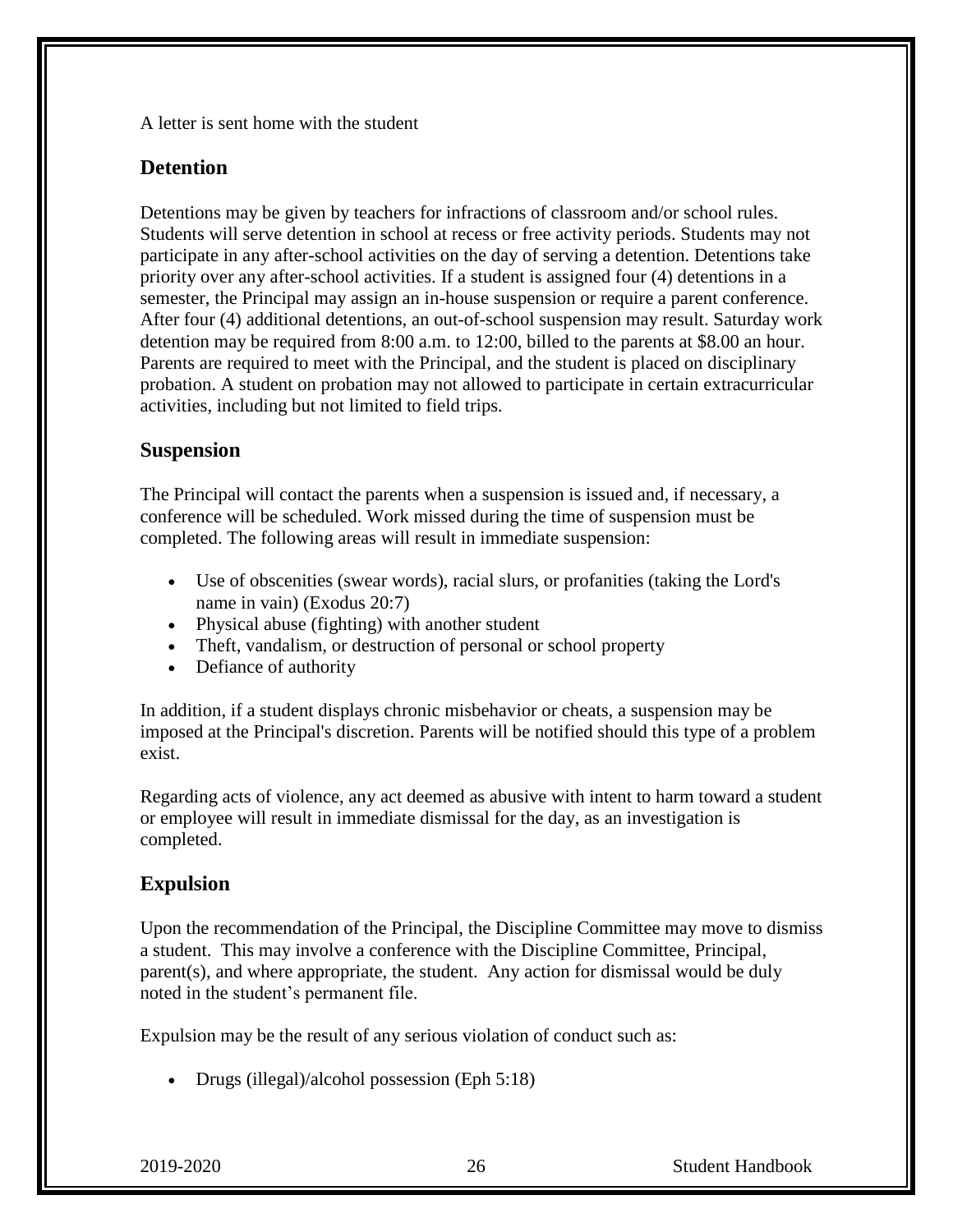A letter is sent home with the student

## Detention

Detentions may be given by teachers for infractions of classroom and/or school rules. Students will serve detention in school at recess or free activity periods. Students may not participate in any after-school activities on the day of serving a detention. Detentions take priority over any after-school activities. If a student is assigned four (4) detentions in a semester, the Principal may assign an in-house suspension or require a parent conference. After four (4) additional detentions, an out-of-school suspension may result. Saturday work detention may be required from 8:00 a.m. to 12:00, billed to the parents at $8.00 an hour. Parents are required to meet with the Principal, and the student is placed on disciplinary probation. A student on probation may not allowed to participate in certain extracurricular activities, including but not limited to field trips.

## Suspension

The Principal will contact the parents when a suspension is issued and, if necessary, a conference will be scheduled. Work missed during the time of suspension must be completed. The following areas will result in immediate suspension:

- Use of obscenities (swear words), racial slurs, or profanities (taking the Lord's name in vain) (Exodus 20:7)
- Physical abuse (fighting) with another student
- Theft, vandalism, or destruction of personal or school property
- Defiance of authority

In addition, if a student displays chronic misbehavior or cheats, a suspension may be imposed at the Principal's discretion. Parents will be notified should this type of a problem exist.

Regarding acts of violence, any act deemed as abusive with intent to harm toward a student or employee will result in immediate dismissal for the day, as an investigation is completed.

## Expulsion

Upon the recommendation of the Principal, the Discipline Committee may move to dismiss a student. This may involve a conference with the Discipline Committee, Principal, parent(s), and where appropriate, the student. Any action for dismissal would be duly noted in the student's permanent file.

Expulsion may be the result of any serious violation of conduct such as:

- Drugs (illegal)/alcohol possession (Eph 5:18)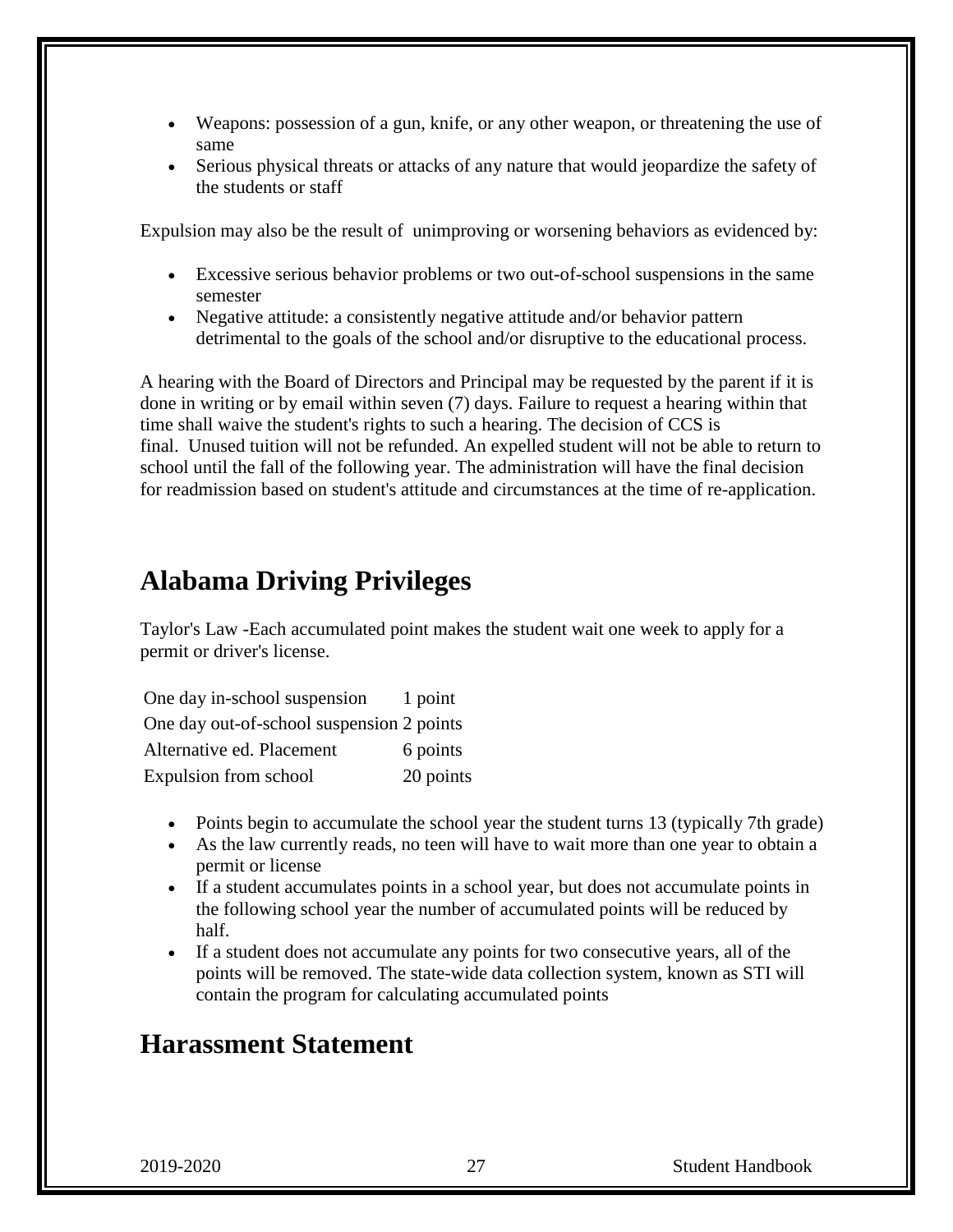- Weapons: possession of a gun, knife, or any other weapon, or threatening the use of same
- Serious physical threats or attacks of any nature that would jeopardize the safety of the students or staff

Expulsion may also be the result of unimproving or worsening behaviors as evidenced by:

- Excessive serious behavior problems or two out-of-school suspensions in the same semester
- Negative attitude: a consistently negative attitude and/or behavior pattern detrimental to the goals of the school and/or disruptive to the educational process.

A hearing with the Board of Directors and Principal may be requested by the parent if it is done in writing or by email within seven (7) days. Failure to request a hearing within that time shall waive the student's rights to such a hearing. The decision of CCS is final. Unused tuition will not be refunded. An expelled student will not be able to return to school until the fall of the following year. The administration will have the final decision for readmission based on student's attitude and circumstances at the time of re-application.

## Alabama Driving Privileges

Taylor's Law -Each accumulated point makes the student wait one week to apply for a permit or driver's license.

| | |
|---|---|
| One day in-school suspension | 1 point |
| One day out-of-school suspension | 2 points |
| Alternative ed. Placement | 6 points |
| Expulsion from school | 20 points |

- Points begin to accumulate the school year the student turns 13 (typically 7th grade)
- As the law currently reads, no teen will have to wait more than one year to obtain a permit or license
- If a student accumulates points in a school year, but does not accumulate points in the following school year the number of accumulated points will be reduced by half.
- If a student does not accumulate any points for two consecutive years, all of the points will be removed. The state-wide data collection system, known as STI will contain the program for calculating accumulated points

## Harassment Statement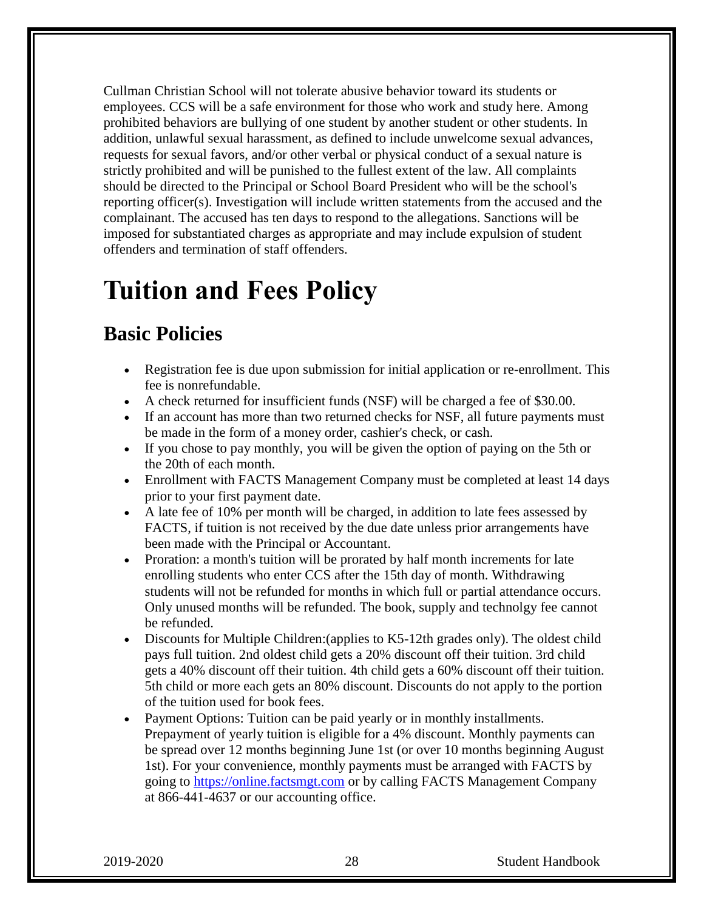Cullman Christian School will not tolerate abusive behavior toward its students or employees. CCS will be a safe environment for those who work and study here. Among prohibited behaviors are bullying of one student by another student or other students. In addition, unlawful sexual harassment, as defined to include unwelcome sexual advances, requests for sexual favors, and/or other verbal or physical conduct of a sexual nature is strictly prohibited and will be punished to the fullest extent of the law. All complaints should be directed to the Principal or School Board President who will be the school's reporting officer(s). Investigation will include written statements from the accused and the complainant. The accused has ten days to respond to the allegations. Sanctions will be imposed for substantiated charges as appropriate and may include expulsion of student offenders and termination of staff offenders.

# Tuition and Fees Policy

## Basic Policies

- Registration fee is due upon submission for initial application or re-enrollment. This fee is nonrefundable.
- A check returned for insufficient funds (NSF) will be charged a fee of $30.00.
- If an account has more than two returned checks for NSF, all future payments must be made in the form of a money order, cashier's check, or cash.
- If you chose to pay monthly, you will be given the option of paying on the 5th or the 20th of each month.
- Enrollment with FACTS Management Company must be completed at least 14 days prior to your first payment date.
- A late fee of 10% per month will be charged, in addition to late fees assessed by FACTS, if tuition is not received by the due date unless prior arrangements have been made with the Principal or Accountant.
- Proration: a month's tuition will be prorated by half month increments for late enrolling students who enter CCS after the 15th day of month. Withdrawing students will not be refunded for months in which full or partial attendance occurs. Only unused months will be refunded. The book, supply and technolgy fee cannot be refunded.
- Discounts for Multiple Children:(applies to K5-12th grades only). The oldest child pays full tuition. 2nd oldest child gets a 20% discount off their tuition. 3rd child gets a 40% discount off their tuition. 4th child gets a 60% discount off their tuition. 5th child or more each gets an 80% discount. Discounts do not apply to the portion of the tuition used for book fees.
- Payment Options: Tuition can be paid yearly or in monthly installments. Prepayment of yearly tuition is eligible for a 4% discount. Monthly payments can be spread over 12 months beginning June 1st (or over 10 months beginning August 1st). For your convenience, monthly payments must be arranged with FACTS by going to [https://online.factsmgt.com](https://online.factsmgt.com) or by calling FACTS Management Company at 866-441-4637 or our accounting office.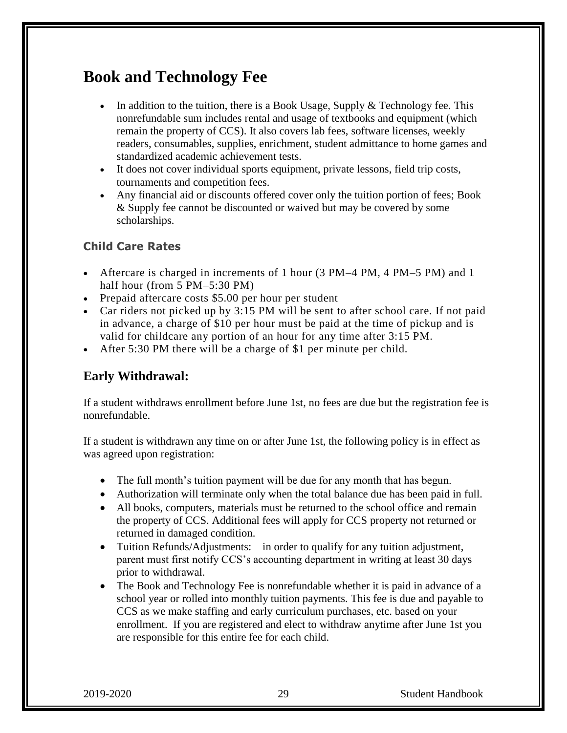# Book and Technology Fee

- In addition to the tuition, there is a Book Usage, Supply & Technology fee. This nonrefundable sum includes rental and usage of textbooks and equipment (which remain the property of CCS). It also covers lab fees, software licenses, weekly readers, consumables, supplies, enrichment, student admittance to home games and standardized academic achievement tests.
- It does not cover individual sports equipment, private lessons, field trip costs, tournaments and competition fees.
- Any financial aid or discounts offered cover only the tuition portion of fees; Book & Supply fee cannot be discounted or waived but may be covered by some scholarships.

### Child Care Rates

- Aftercare is charged in increments of 1 hour (3 PM–4 PM, 4 PM–5 PM) and 1 half hour (from 5 PM–5:30 PM)
- Prepaid aftercare costs $5.00 per hour per student
- Car riders not picked up by 3:15 PM will be sent to after school care. If not paid in advance, a charge of $10 per hour must be paid at the time of pickup and is valid for childcare any portion of an hour for any time after 3:15 PM.
- After 5:30 PM there will be a charge of $1 per minute per child.

## Early Withdrawal:

If a student withdraws enrollment before June 1st, no fees are due but the registration fee is nonrefundable.

If a student is withdrawn any time on or after June 1st, the following policy is in effect as was agreed upon registration:

- The full month's tuition payment will be due for any month that has begun.
- Authorization will terminate only when the total balance due has been paid in full.
- All books, computers, materials must be returned to the school office and remain the property of CCS. Additional fees will apply for CCS property not returned or returned in damaged condition.
- Tuition Refunds/Adjustments: in order to qualify for any tuition adjustment, parent must first notify CCS's accounting department in writing at least 30 days prior to withdrawal.
- The Book and Technology Fee is nonrefundable whether it is paid in advance of a school year or rolled into monthly tuition payments. This fee is due and payable to CCS as we make staffing and early curriculum purchases, etc. based on your enrollment. If you are registered and elect to withdraw anytime after June 1st you are responsible for this entire fee for each child.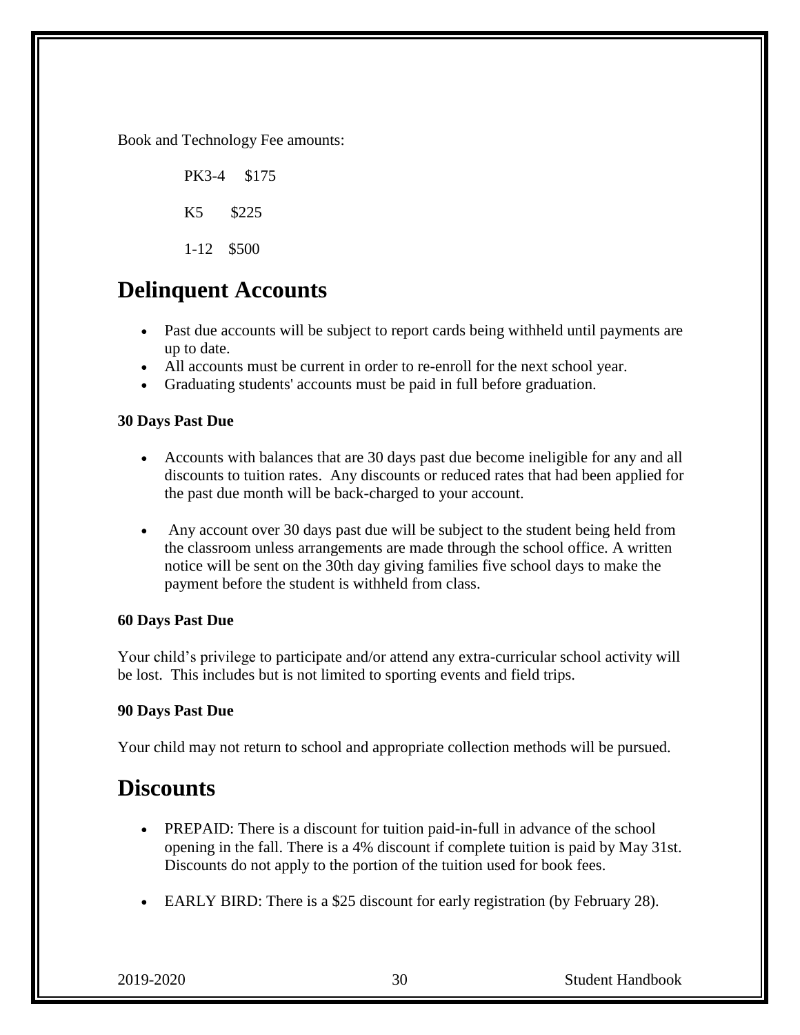Book and Technology Fee amounts:

PK3-4 $175

K5 $225

1-12 $500

## Delinquent Accounts

- Past due accounts will be subject to report cards being withheld until payments are up to date.
- All accounts must be current in order to re-enroll for the next school year.
- Graduating students' accounts must be paid in full before graduation.

**30 Days Past Due**

- Accounts with balances that are 30 days past due become ineligible for any and all discounts to tuition rates. Any discounts or reduced rates that had been applied for the past due month will be back-charged to your account.
- Any account over 30 days past due will be subject to the student being held from the classroom unless arrangements are made through the school office. A written notice will be sent on the 30th day giving families five school days to make the payment before the student is withheld from class.

**60 Days Past Due**

Your child's privilege to participate and/or attend any extra-curricular school activity will be lost. This includes but is not limited to sporting events and field trips.

**90 Days Past Due**

Your child may not return to school and appropriate collection methods will be pursued.

## Discounts

- PREPAID: There is a discount for tuition paid-in-full in advance of the school opening in the fall. There is a 4% discount if complete tuition is paid by May 31st. Discounts do not apply to the portion of the tuition used for book fees.
- EARLY BIRD: There is a $25 discount for early registration (by February 28).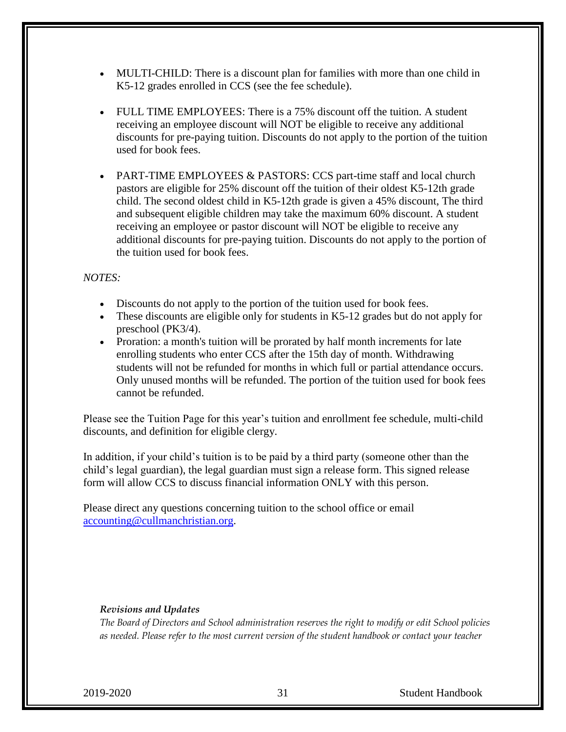- MULTI-CHILD: There is a discount plan for families with more than one child in K5-12 grades enrolled in CCS (see the fee schedule).

- FULL TIME EMPLOYEES: There is a 75% discount off the tuition. A student receiving an employee discount will NOT be eligible to receive any additional discounts for pre-paying tuition. Discounts do not apply to the portion of the tuition used for book fees.

- PART-TIME EMPLOYEES & PASTORS: CCS part-time staff and local church pastors are eligible for 25% discount off the tuition of their oldest K5-12th grade child. The second oldest child in K5-12th grade is given a 45% discount, The third and subsequent eligible children may take the maximum 60% discount. A student receiving an employee or pastor discount will NOT be eligible to receive any additional discounts for pre-paying tuition. Discounts do not apply to the portion of the tuition used for book fees.

*NOTES:*

- Discounts do not apply to the portion of the tuition used for book fees.
- These discounts are eligible only for students in K5-12 grades but do not apply for preschool (PK3/4).
- Proration: a month's tuition will be prorated by half month increments for late enrolling students who enter CCS after the 15th day of month. Withdrawing students will not be refunded for months in which full or partial attendance occurs. Only unused months will be refunded. The portion of the tuition used for book fees cannot be refunded.

Please see the Tuition Page for this year's tuition and enrollment fee schedule, multi-child discounts, and definition for eligible clergy.

In addition, if your child's tuition is to be paid by a third party (someone other than the child's legal guardian), the legal guardian must sign a release form. This signed release form will allow CCS to discuss financial information ONLY with this person.

Please direct any questions concerning tuition to the school office or email [accounting@cullmanchristian.org](mailto:accounting@cullmanchristian.org).

***Revisions and Updates***

*The Board of Directors and School administration reserves the right to modify or edit School policies as needed. Please refer to the most current version of the student handbook or contact your teacher*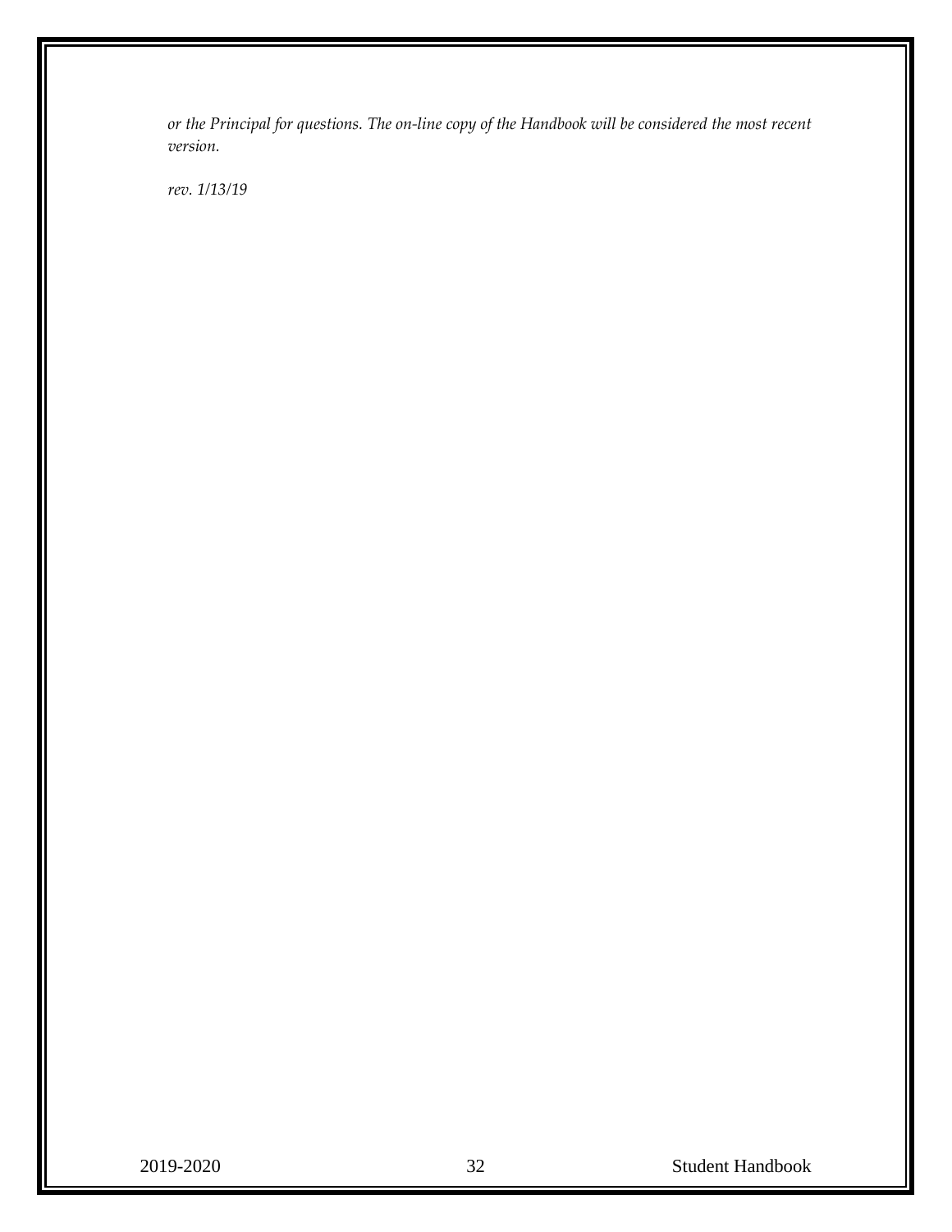*or the Principal for questions. The on-line copy of the Handbook will be considered the most recent version.*

*rev. 1/13/19*